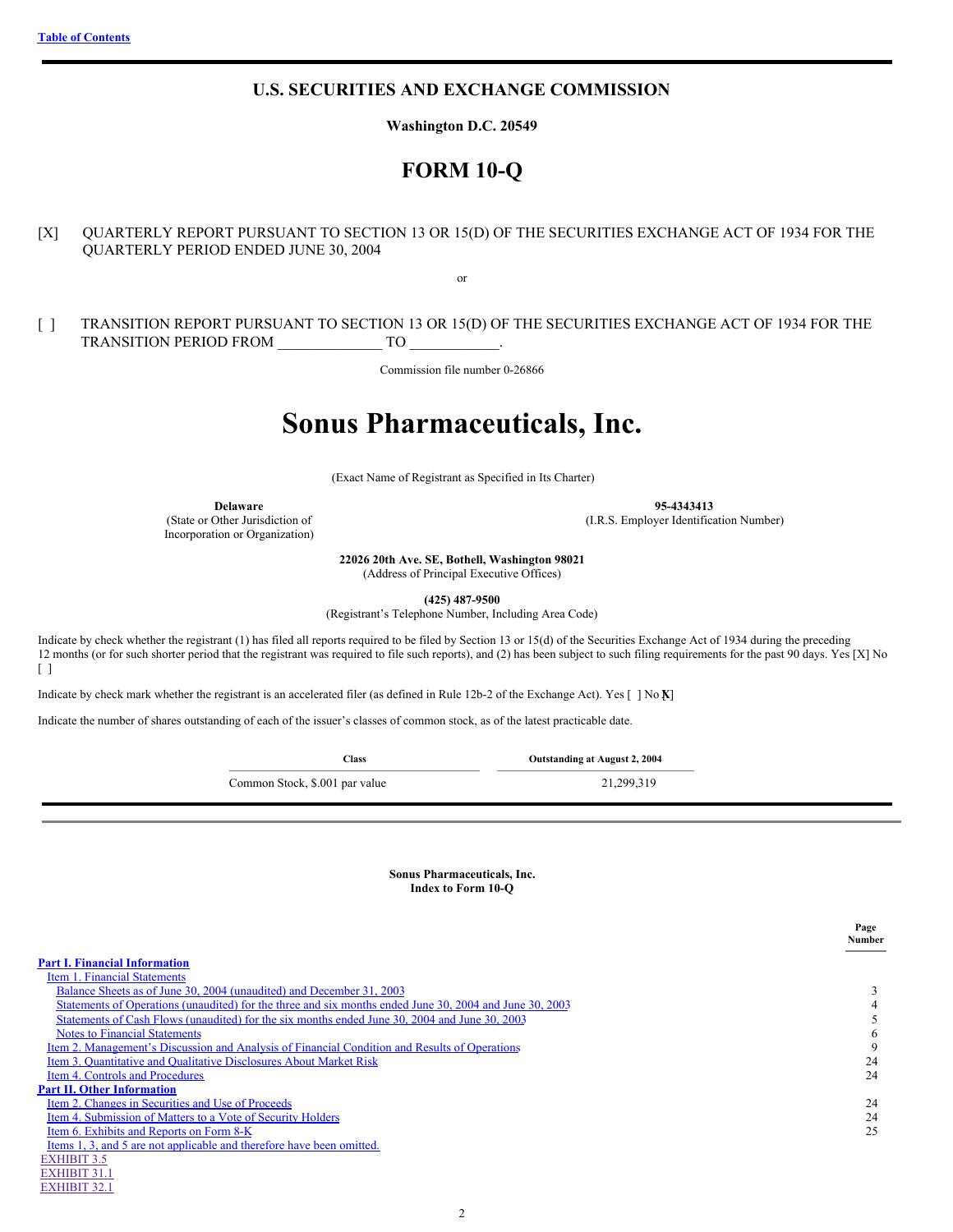Table of Contents

# U.S. SECURITIES AND EXCHANGE COMMISSION

**Washington D.C. 20549**

# FORM 10-Q

[X] QUARTERLY REPORT PURSUANT TO SECTION 13 OR 15(D) OF THE SECURITIES EXCHANGE ACT OF 1934 FOR THE QUARTERLY PERIOD ENDED JUNE 30, 2004

or

[ ] TRANSITION REPORT PURSUANT TO SECTION 13 OR 15(D) OF THE SECURITIES EXCHANGE ACT OF 1934 FOR THE TRANSITION PERIOD FROM ______________ TO ____________.

Commission file number 0-26866

# Sonus Pharmaceuticals, Inc.

(Exact Name of Registrant as Specified in Its Charter)

| **Delaware** | **95-4343413** |
|---|---|
| (State or Other Jurisdiction of Incorporation or Organization) | (I.R.S. Employer Identification Number) |

**22026 20th Ave. SE, Bothell, Washington 98021**
(Address of Principal Executive Offices)

**(425) 487-9500**
(Registrant's Telephone Number, Including Area Code)

Indicate by check whether the registrant (1) has filed all reports required to be filed by Section 13 or 15(d) of the Securities Exchange Act of 1934 during the preceding 12 months (or for such shorter period that the registrant was required to file such reports), and (2) has been subject to such filing requirements for the past 90 days. Yes [X] No [ ]

Indicate by check mark whether the registrant is an accelerated filer (as defined in Rule 12b-2 of the Exchange Act). Yes [ ] No [X]

Indicate the number of shares outstanding of each of the issuer's classes of common stock, as of the latest practicable date.

| Class | Outstanding at August 2, 2004 |
|---|---|
| Common Stock, $.001 par value | 21,299,319 |

**Sonus Pharmaceuticals, Inc.**
**Index to Form 10-Q**

| | Page Number |
|---|---|
| **Part I. Financial Information** | |
| Item 1. Financial Statements | |
| Balance Sheets as of June 30, 2004 (unaudited) and December 31, 2003 | 3 |
| Statements of Operations (unaudited) for the three and six months ended June 30, 2004 and June 30, 2003 | 4 |
| Statements of Cash Flows (unaudited) for the six months ended June 30, 2004 and June 30, 2003 | 5 |
| Notes to Financial Statements | 6 |
| Item 2. Management's Discussion and Analysis of Financial Condition and Results of Operations | 9 |
| Item 3. Quantitative and Qualitative Disclosures About Market Risk | 24 |
| Item 4. Controls and Procedures | 24 |
| **Part II. Other Information** | |
| Item 2. Changes in Securities and Use of Proceeds | 24 |
| Item 4. Submission of Matters to a Vote of Security Holders | 24 |
| Item 6. Exhibits and Reports on Form 8-K | 25 |
| Items 1, 3, and 5 are not applicable and therefore have been omitted. | |
| EXHIBIT 3.5 | |
| EXHIBIT 31.1 | |
| EXHIBIT 32.1 | |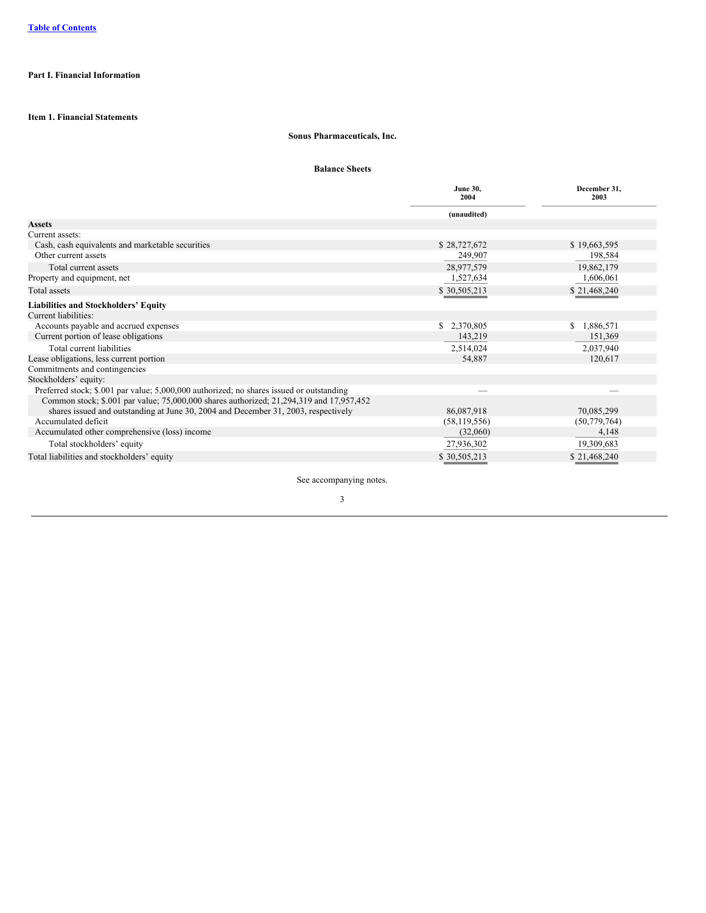Table of Contents

**Part I. Financial Information**

**Item 1. Financial Statements**

**Sonus Pharmaceuticals, Inc.**

**Balance Sheets**

| | June 30, 2004 | December 31, 2003 |
|---|---|---|
| | (unaudited) | |
| **Assets** | | |
| Current assets: | | |
| Cash, cash equivalents and marketable securities | $ 28,727,672 | $ 19,663,595 |
| Other current assets | 249,907 | 198,584 |
| Total current assets | 28,977,579 | 19,862,179 |
| Property and equipment, net | 1,527,634 | 1,606,061 |
| Total assets | $ 30,505,213 | $ 21,468,240 |
| **Liabilities and Stockholders' Equity** | | |
| Current liabilities: | | |
| Accounts payable and accrued expenses | $ 2,370,805 | $ 1,886,571 |
| Current portion of lease obligations | 143,219 | 151,369 |
| Total current liabilities | 2,514,024 | 2,037,940 |
| Lease obligations, less current portion | 54,887 | 120,617 |
| Commitments and contingencies | | |
| Stockholders' equity: | | |
| Preferred stock; $.001 par value; 5,000,000 authorized; no shares issued or outstanding | — | — |
| Common stock; $.001 par value; 75,000,000 shares authorized; 21,294,319 and 17,957,452 shares issued and outstanding at June 30, 2004 and December 31, 2003, respectively | 86,087,918 | 70,085,299 |
| Accumulated deficit | (58,119,556) | (50,779,764) |
| Accumulated other comprehensive (loss) income | (32,060) | 4,148 |
| Total stockholders' equity | 27,936,302 | 19,309,683 |
| Total liabilities and stockholders' equity | $ 30,505,213 | $ 21,468,240 |

See accompanying notes.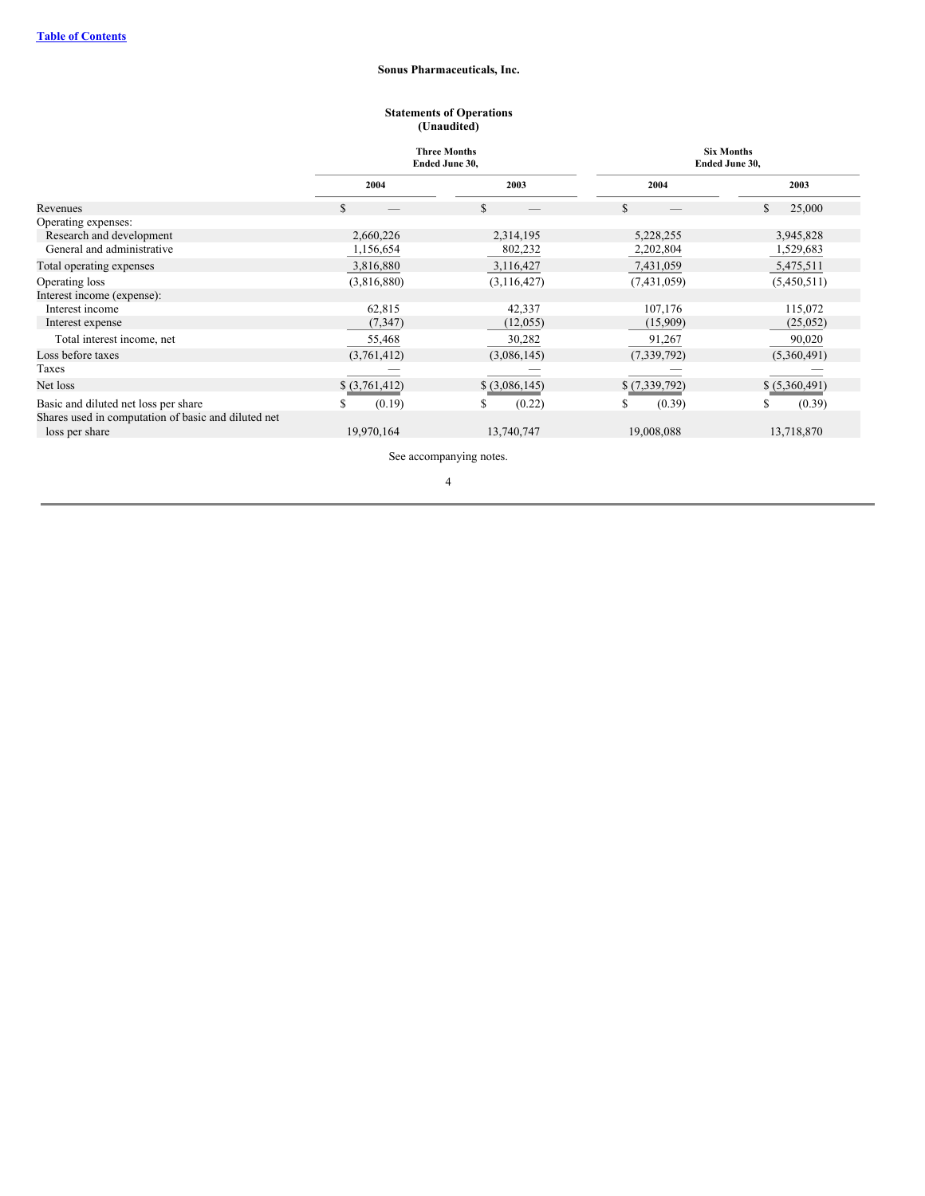[Table of Contents](#)

**Sonus Pharmaceuticals, Inc.**

**Statements of Operations**
**(Unaudited)**

| | Three Months Ended June 30, | | Six Months Ended June 30, | |
|---|---|---|---|---|
| | 2004 | 2003 | 2004 | 2003 |
| Revenues | $ — | $ — | $ — | $ 25,000 |
| Operating expenses: | | | | |
| Research and development | 2,660,226 | 2,314,195 | 5,228,255 | 3,945,828 |
| General and administrative | 1,156,654 | 802,232 | 2,202,804 | 1,529,683 |
| Total operating expenses | 3,816,880 | 3,116,427 | 7,431,059 | 5,475,511 |
| Operating loss | (3,816,880) | (3,116,427) | (7,431,059) | (5,450,511) |
| Interest income (expense): | | | | |
| Interest income | 62,815 | 42,337 | 107,176 | 115,072 |
| Interest expense | (7,347) | (12,055) | (15,909) | (25,052) |
| Total interest income, net | 55,468 | 30,282 | 91,267 | 90,020 |
| Loss before taxes | (3,761,412) | (3,086,145) | (7,339,792) | (5,360,491) |
| Taxes | — | — | — | — |
| Net loss | $ (3,761,412) | $ (3,086,145) | $ (7,339,792) | $ (5,360,491) |
| Basic and diluted net loss per share | $ (0.19) | $ (0.22) | $ (0.39) | $ (0.39) |
| Shares used in computation of basic and diluted net loss per share | 19,970,164 | 13,740,747 | 19,008,088 | 13,718,870 |

See accompanying notes.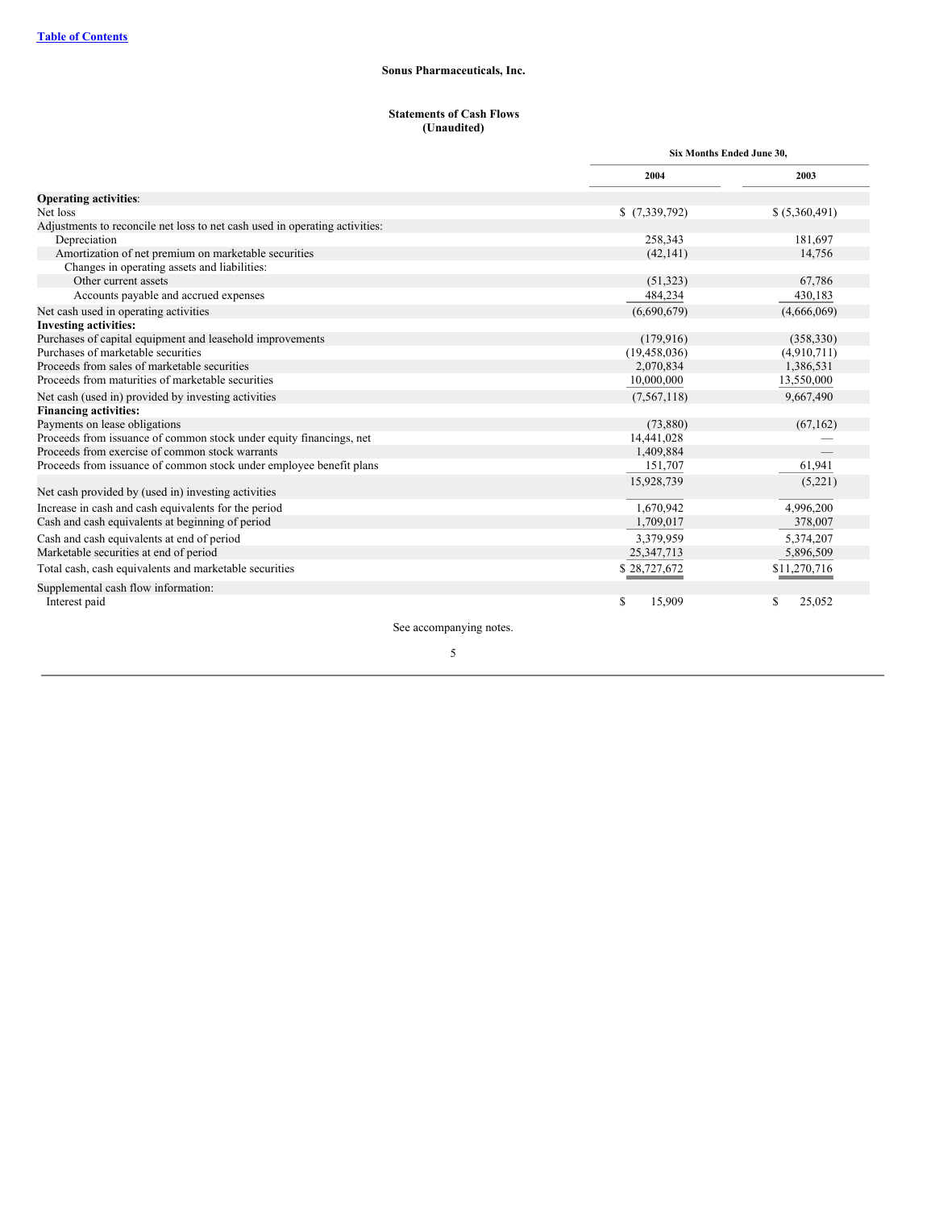Table of Contents

**Sonus Pharmaceuticals, Inc.**

**Statements of Cash Flows**
**(Unaudited)**

| | Six Months Ended June 30, | |
|---|---|---|
| | 2004 | 2003 |
| **Operating activities**: | | |
| Net loss | $ (7,339,792) | $ (5,360,491) |
| Adjustments to reconcile net loss to net cash used in operating activities: | | |
| Depreciation | 258,343 | 181,697 |
| Amortization of net premium on marketable securities | (42,141) | 14,756 |
| Changes in operating assets and liabilities: | | |
| Other current assets | (51,323) | 67,786 |
| Accounts payable and accrued expenses | 484,234 | 430,183 |
| Net cash used in operating activities | (6,690,679) | (4,666,069) |
| **Investing activities:** | | |
| Purchases of capital equipment and leasehold improvements | (179,916) | (358,330) |
| Purchases of marketable securities | (19,458,036) | (4,910,711) |
| Proceeds from sales of marketable securities | 2,070,834 | 1,386,531 |
| Proceeds from maturities of marketable securities | 10,000,000 | 13,550,000 |
| Net cash (used in) provided by investing activities | (7,567,118) | 9,667,490 |
| **Financing activities:** | | |
| Payments on lease obligations | (73,880) | (67,162) |
| Proceeds from issuance of common stock under equity financings, net | 14,441,028 | — |
| Proceeds from exercise of common stock warrants | 1,409,884 | — |
| Proceeds from issuance of common stock under employee benefit plans | 151,707 | 61,941 |
| Net cash provided by (used in) investing activities | 15,928,739 | (5,221) |
| Increase in cash and cash equivalents for the period | 1,670,942 | 4,996,200 |
| Cash and cash equivalents at beginning of period | 1,709,017 | 378,007 |
| Cash and cash equivalents at end of period | 3,379,959 | 5,374,207 |
| Marketable securities at end of period | 25,347,713 | 5,896,509 |
| Total cash, cash equivalents and marketable securities | $ 28,727,672 | $11,270,716 |
| Supplemental cash flow information: | | |
| Interest paid | $ 15,909 | $ 25,052 |

See accompanying notes.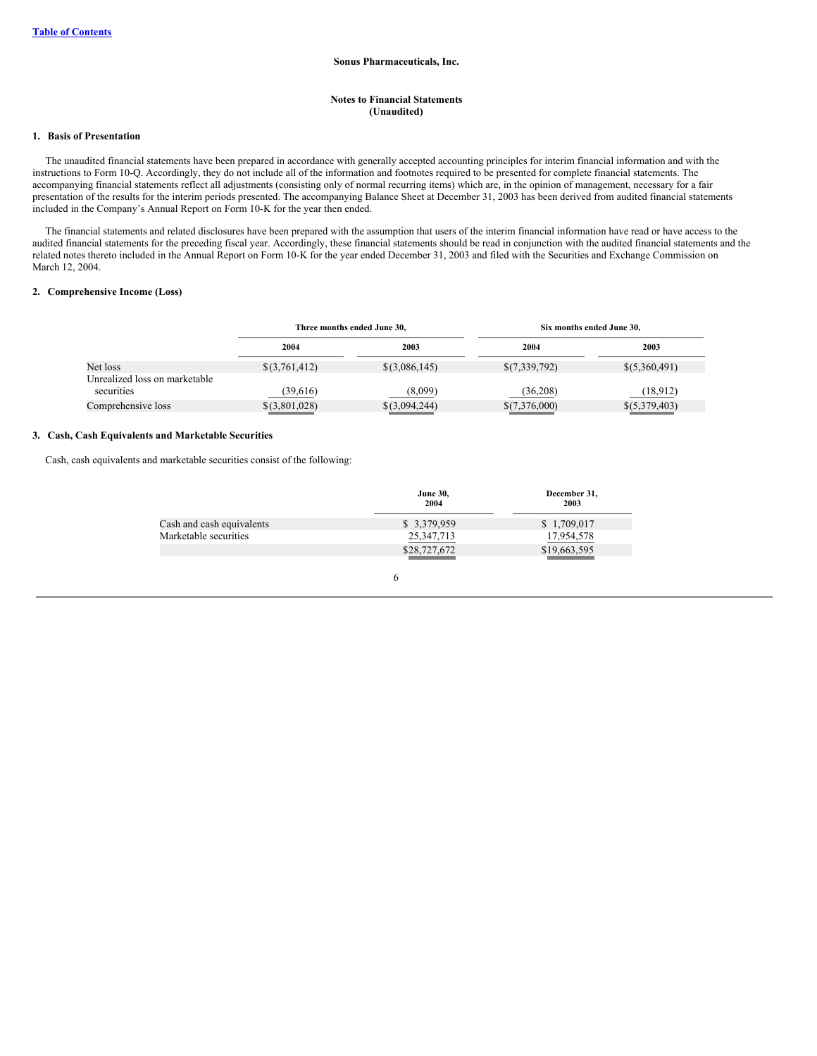Sonus Pharmaceuticals, Inc.

**Notes to Financial Statements**
**(Unaudited)**

## 1. Basis of Presentation

The unaudited financial statements have been prepared in accordance with generally accepted accounting principles for interim financial information and with the instructions to Form 10-Q. Accordingly, they do not include all of the information and footnotes required to be presented for complete financial statements. The accompanying financial statements reflect all adjustments (consisting only of normal recurring items) which are, in the opinion of management, necessary for a fair presentation of the results for the interim periods presented. The accompanying Balance Sheet at December 31, 2003 has been derived from audited financial statements included in the Company's Annual Report on Form 10-K for the year then ended.

The financial statements and related disclosures have been prepared with the assumption that users of the interim financial information have read or have access to the audited financial statements for the preceding fiscal year. Accordingly, these financial statements should be read in conjunction with the audited financial statements and the related notes thereto included in the Annual Report on Form 10-K for the year ended December 31, 2003 and filed with the Securities and Exchange Commission on March 12, 2004.

## 2. Comprehensive Income (Loss)

| | Three months ended June 30, | | Six months ended June 30, | |
|---|---|---|---|---|
| | 2004 | 2003 | 2004 | 2003 |
| Net loss | $(3,761,412) | $(3,086,145) | $(7,339,792) | $(5,360,491) |
| Unrealized loss on marketable securities | (39,616) | (8,099) | (36,208) | (18,912) |
| Comprehensive loss | $(3,801,028) | $(3,094,244) | $(7,376,000) | $(5,379,403) |

## 3. Cash, Cash Equivalents and Marketable Securities

Cash, cash equivalents and marketable securities consist of the following:

| | June 30, 2004 | December 31, 2003 |
|---|---|---|
| Cash and cash equivalents | $ 3,379,959 | $ 1,709,017 |
| Marketable securities | 25,347,713 | 17,954,578 |
| | $28,727,672 | $19,663,595 |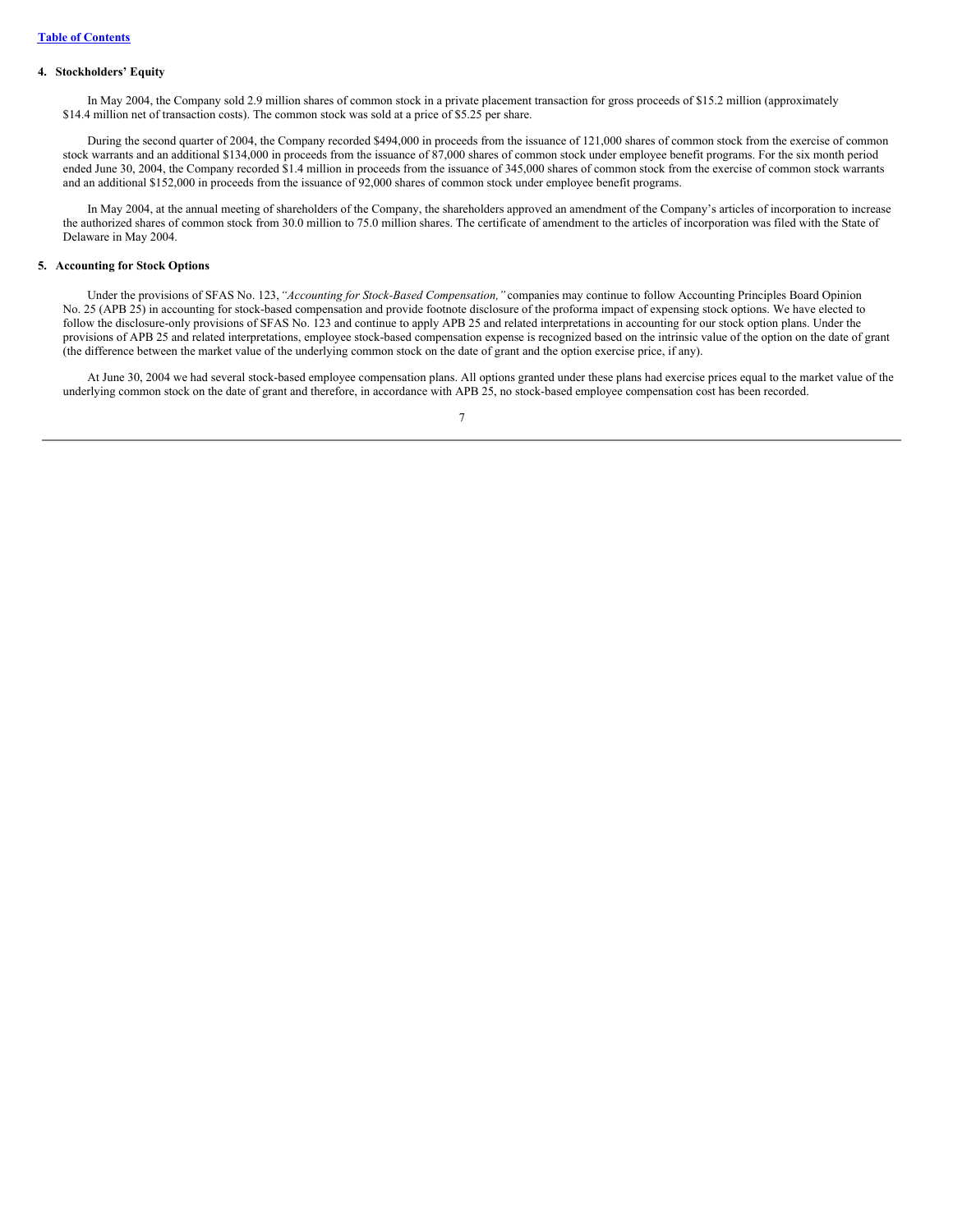[Table of Contents](#)

#### 4. Stockholders' Equity

In May 2004, the Company sold 2.9 million shares of common stock in a private placement transaction for gross proceeds of $15.2 million (approximately $14.4 million net of transaction costs). The common stock was sold at a price of $5.25 per share.

During the second quarter of 2004, the Company recorded $494,000 in proceeds from the issuance of 121,000 shares of common stock from the exercise of common stock warrants and an additional $134,000 in proceeds from the issuance of 87,000 shares of common stock under employee benefit programs. For the six month period ended June 30, 2004, the Company recorded $1.4 million in proceeds from the issuance of 345,000 shares of common stock from the exercise of common stock warrants and an additional $152,000 in proceeds from the issuance of 92,000 shares of common stock under employee benefit programs.

In May 2004, at the annual meeting of shareholders of the Company, the shareholders approved an amendment of the Company's articles of incorporation to increase the authorized shares of common stock from 30.0 million to 75.0 million shares. The certificate of amendment to the articles of incorporation was filed with the State of Delaware in May 2004.

#### 5. Accounting for Stock Options

Under the provisions of SFAS No. 123, *"Accounting for Stock-Based Compensation,"* companies may continue to follow Accounting Principles Board Opinion No. 25 (APB 25) in accounting for stock-based compensation and provide footnote disclosure of the proforma impact of expensing stock options. We have elected to follow the disclosure-only provisions of SFAS No. 123 and continue to apply APB 25 and related interpretations in accounting for our stock option plans. Under the provisions of APB 25 and related interpretations, employee stock-based compensation expense is recognized based on the intrinsic value of the option on the date of grant (the difference between the market value of the underlying common stock on the date of grant and the option exercise price, if any).

At June 30, 2004 we had several stock-based employee compensation plans. All options granted under these plans had exercise prices equal to the market value of the underlying common stock on the date of grant and therefore, in accordance with APB 25, no stock-based employee compensation cost has been recorded.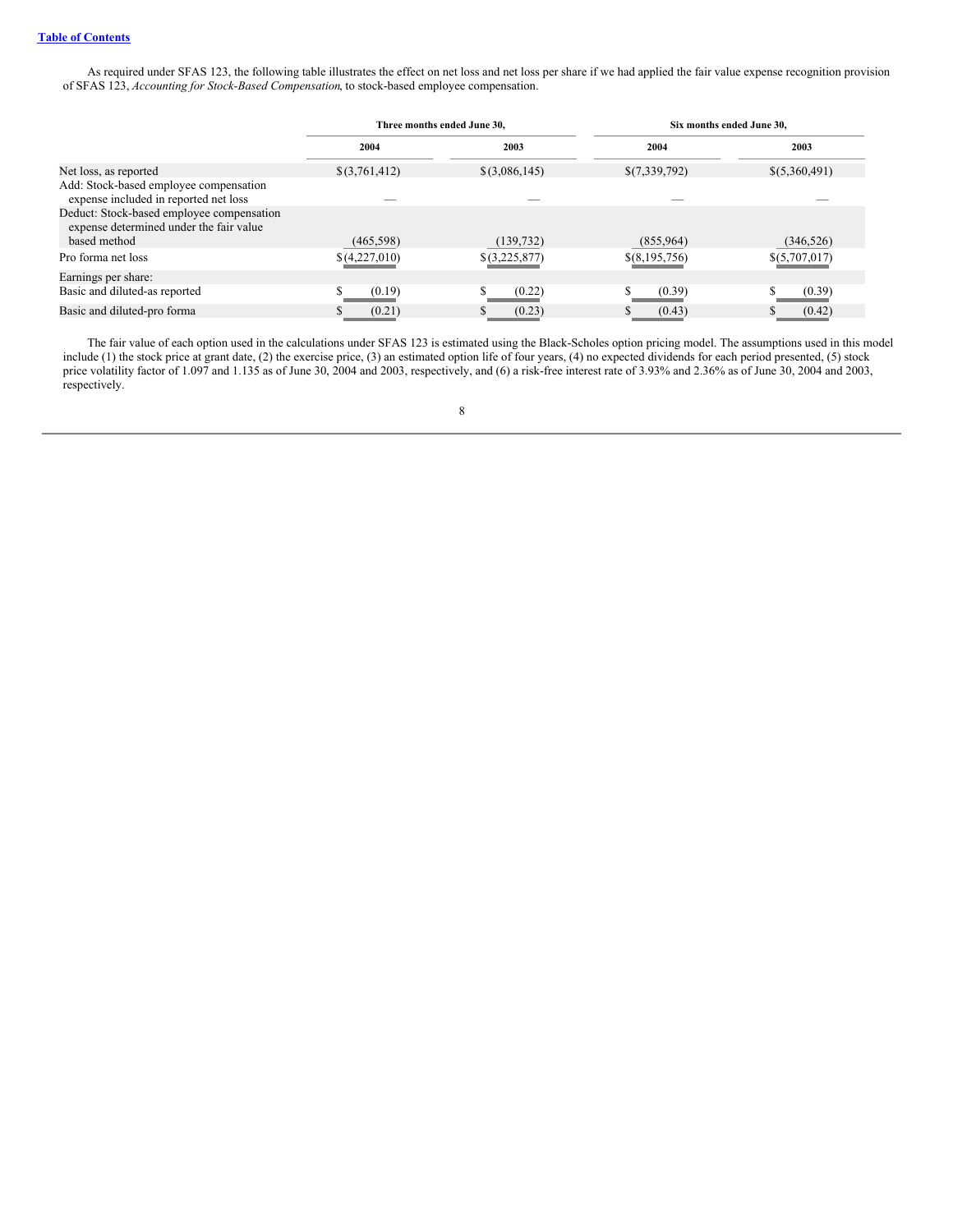As required under SFAS 123, the following table illustrates the effect on net loss and net loss per share if we had applied the fair value expense recognition provision of SFAS 123, *Accounting for Stock-Based Compensation*, to stock-based employee compensation.

| | Three months ended June 30, | | Six months ended June 30, | |
|---|---|---|---|---|
| | 2004 | 2003 | 2004 | 2003 |
| Net loss, as reported | $(3,761,412) | $(3,086,145) | $(7,339,792) | $(5,360,491) |
| Add: Stock-based employee compensation expense included in reported net loss | — | — | — | — |
| Deduct: Stock-based employee compensation expense determined under the fair value based method | (465,598) | (139,732) | (855,964) | (346,526) |
| Pro forma net loss | $(4,227,010) | $(3,225,877) | $(8,195,756) | $(5,707,017) |
| Earnings per share: | | | | |
| Basic and diluted-as reported | $ (0.19) | $ (0.22) | $ (0.39) | $ (0.39) |
| Basic and diluted-pro forma | $ (0.21) | $ (0.23) | $ (0.43) | $ (0.42) |

The fair value of each option used in the calculations under SFAS 123 is estimated using the Black-Scholes option pricing model. The assumptions used in this model include (1) the stock price at grant date, (2) the exercise price, (3) an estimated option life of four years, (4) no expected dividends for each period presented, (5) stock price volatility factor of 1.097 and 1.135 as of June 30, 2004 and 2003, respectively, and (6) a risk-free interest rate of 3.93% and 2.36% as of June 30, 2004 and 2003, respectively.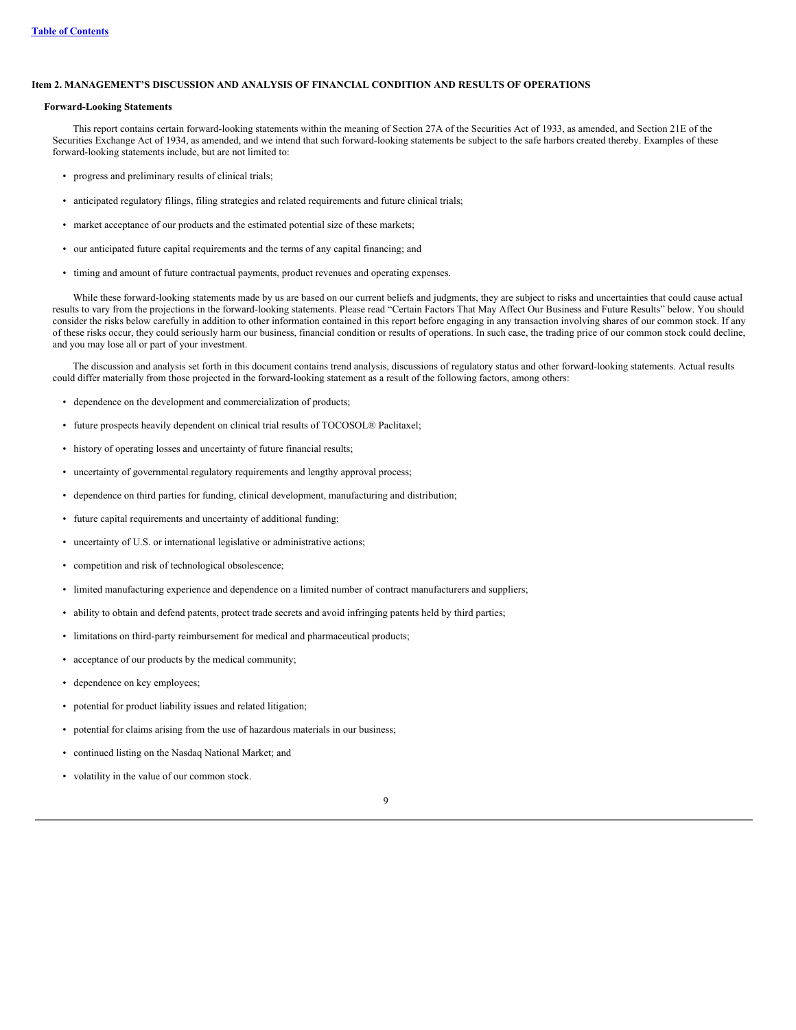[Table of Contents](#)

## Item 2. MANAGEMENT'S DISCUSSION AND ANALYSIS OF FINANCIAL CONDITION AND RESULTS OF OPERATIONS

### Forward-Looking Statements

This report contains certain forward-looking statements within the meaning of Section 27A of the Securities Act of 1933, as amended, and Section 21E of the Securities Exchange Act of 1934, as amended, and we intend that such forward-looking statements be subject to the safe harbors created thereby. Examples of these forward-looking statements include, but are not limited to:

- progress and preliminary results of clinical trials;
- anticipated regulatory filings, filing strategies and related requirements and future clinical trials;
- market acceptance of our products and the estimated potential size of these markets;
- our anticipated future capital requirements and the terms of any capital financing; and
- timing and amount of future contractual payments, product revenues and operating expenses.

While these forward-looking statements made by us are based on our current beliefs and judgments, they are subject to risks and uncertainties that could cause actual results to vary from the projections in the forward-looking statements. Please read "Certain Factors That May Affect Our Business and Future Results" below. You should consider the risks below carefully in addition to other information contained in this report before engaging in any transaction involving shares of our common stock. If any of these risks occur, they could seriously harm our business, financial condition or results of operations. In such case, the trading price of our common stock could decline, and you may lose all or part of your investment.

The discussion and analysis set forth in this document contains trend analysis, discussions of regulatory status and other forward-looking statements. Actual results could differ materially from those projected in the forward-looking statement as a result of the following factors, among others:

- dependence on the development and commercialization of products;
- future prospects heavily dependent on clinical trial results of TOCOSOL® Paclitaxel;
- history of operating losses and uncertainty of future financial results;
- uncertainty of governmental regulatory requirements and lengthy approval process;
- dependence on third parties for funding, clinical development, manufacturing and distribution;
- future capital requirements and uncertainty of additional funding;
- uncertainty of U.S. or international legislative or administrative actions;
- competition and risk of technological obsolescence;
- limited manufacturing experience and dependence on a limited number of contract manufacturers and suppliers;
- ability to obtain and defend patents, protect trade secrets and avoid infringing patents held by third parties;
- limitations on third-party reimbursement for medical and pharmaceutical products;
- acceptance of our products by the medical community;
- dependence on key employees;
- potential for product liability issues and related litigation;
- potential for claims arising from the use of hazardous materials in our business;
- continued listing on the Nasdaq National Market; and
- volatility in the value of our common stock.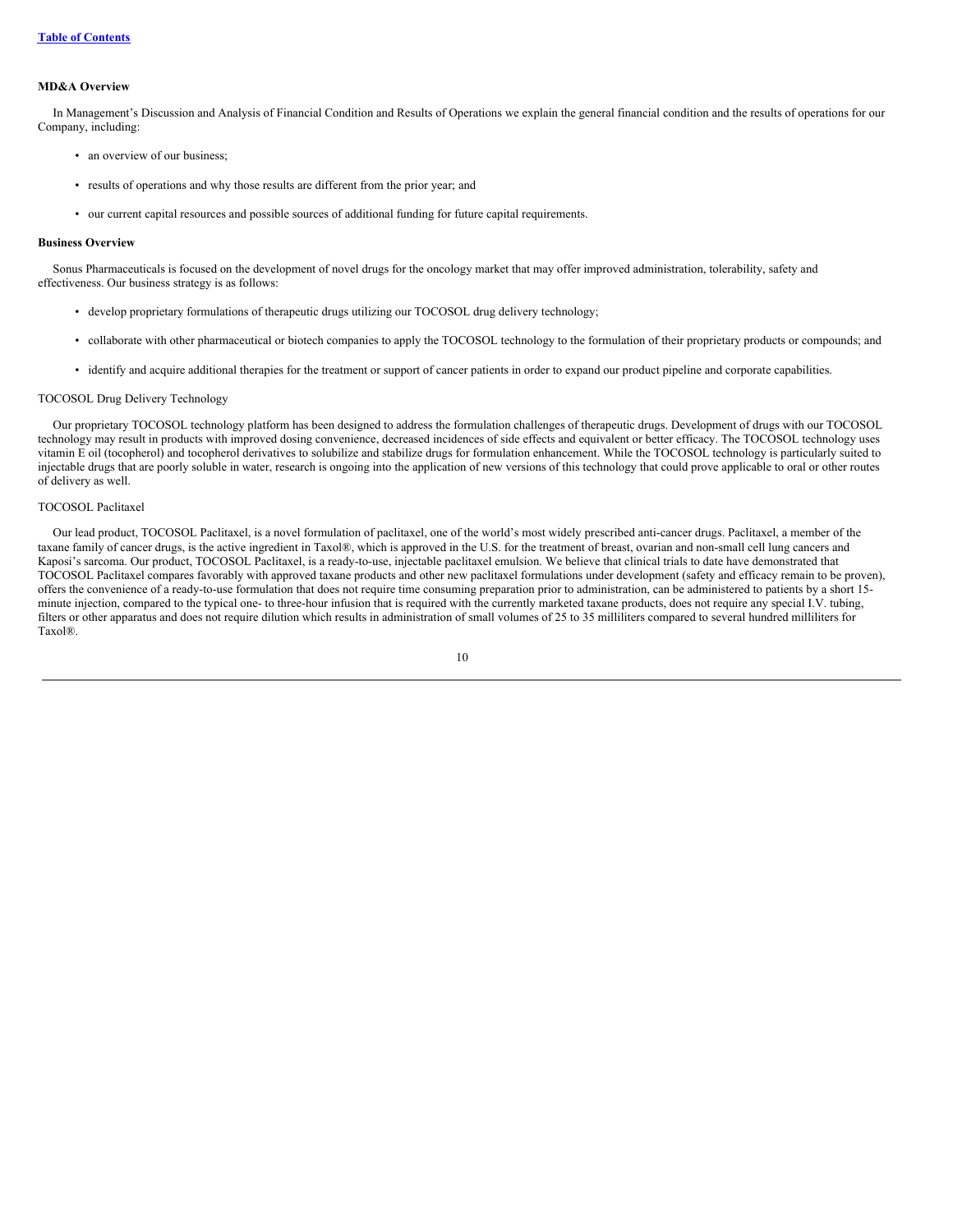### MD&A Overview

In Management's Discussion and Analysis of Financial Condition and Results of Operations we explain the general financial condition and the results of operations for our Company, including:

- an overview of our business;
- results of operations and why those results are different from the prior year; and
- our current capital resources and possible sources of additional funding for future capital requirements.

### Business Overview

Sonus Pharmaceuticals is focused on the development of novel drugs for the oncology market that may offer improved administration, tolerability, safety and effectiveness. Our business strategy is as follows:

- develop proprietary formulations of therapeutic drugs utilizing our TOCOSOL drug delivery technology;
- collaborate with other pharmaceutical or biotech companies to apply the TOCOSOL technology to the formulation of their proprietary products or compounds; and
- identify and acquire additional therapies for the treatment or support of cancer patients in order to expand our product pipeline and corporate capabilities.

TOCOSOL Drug Delivery Technology

Our proprietary TOCOSOL technology platform has been designed to address the formulation challenges of therapeutic drugs. Development of drugs with our TOCOSOL technology may result in products with improved dosing convenience, decreased incidences of side effects and equivalent or better efficacy. The TOCOSOL technology uses vitamin E oil (tocopherol) and tocopherol derivatives to solubilize and stabilize drugs for formulation enhancement. While the TOCOSOL technology is particularly suited to injectable drugs that are poorly soluble in water, research is ongoing into the application of new versions of this technology that could prove applicable to oral or other routes of delivery as well.

TOCOSOL Paclitaxel

Our lead product, TOCOSOL Paclitaxel, is a novel formulation of paclitaxel, one of the world's most widely prescribed anti-cancer drugs. Paclitaxel, a member of the taxane family of cancer drugs, is the active ingredient in Taxol®, which is approved in the U.S. for the treatment of breast, ovarian and non-small cell lung cancers and Kaposi's sarcoma. Our product, TOCOSOL Paclitaxel, is a ready-to-use, injectable paclitaxel emulsion. We believe that clinical trials to date have demonstrated that TOCOSOL Paclitaxel compares favorably with approved taxane products and other new paclitaxel formulations under development (safety and efficacy remain to be proven), offers the convenience of a ready-to-use formulation that does not require time consuming preparation prior to administration, can be administered to patients by a short 15-minute injection, compared to the typical one- to three-hour infusion that is required with the currently marketed taxane products, does not require any special I.V. tubing, filters or other apparatus and does not require dilution which results in administration of small volumes of 25 to 35 milliliters compared to several hundred milliliters for Taxol®.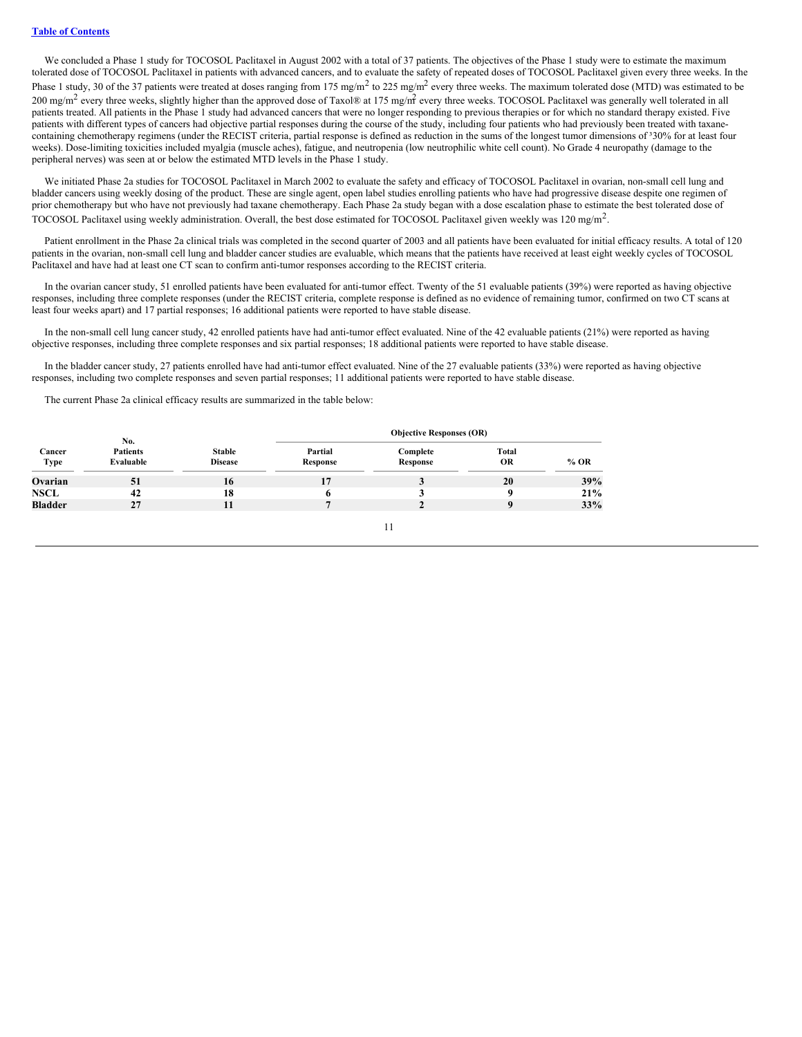We concluded a Phase 1 study for TOCOSOL Paclitaxel in August 2002 with a total of 37 patients. The objectives of the Phase 1 study were to estimate the maximum tolerated dose of TOCOSOL Paclitaxel in patients with advanced cancers, and to evaluate the safety of repeated doses of TOCOSOL Paclitaxel given every three weeks. In the Phase 1 study, 30 of the 37 patients were treated at doses ranging from 175 mg/$m^2$ to 225 mg/$m^2$ every three weeks. The maximum tolerated dose (MTD) was estimated to be 200 mg/$m^2$ every three weeks, slightly higher than the approved dose of Taxol® at 175 mg/$m^2$ every three weeks. TOCOSOL Paclitaxel was generally well tolerated in all patients treated. All patients in the Phase 1 study had advanced cancers that were no longer responding to previous therapies or for which no standard therapy existed. Five patients with different types of cancers had objective partial responses during the course of the study, including four patients who had previously been treated with taxane-containing chemotherapy regimens (under the RECIST criteria, partial response is defined as reduction in the sums of the longest tumor dimensions of ³30% for at least four weeks). Dose-limiting toxicities included myalgia (muscle aches), fatigue, and neutropenia (low neutrophilic white cell count). No Grade 4 neuropathy (damage to the peripheral nerves) was seen at or below the estimated MTD levels in the Phase 1 study.

We initiated Phase 2a studies for TOCOSOL Paclitaxel in March 2002 to evaluate the safety and efficacy of TOCOSOL Paclitaxel in ovarian, non-small cell lung and bladder cancers using weekly dosing of the product. These are single agent, open label studies enrolling patients who have had progressive disease despite one regimen of prior chemotherapy but who have not previously had taxane chemotherapy. Each Phase 2a study began with a dose escalation phase to estimate the best tolerated dose of TOCOSOL Paclitaxel using weekly administration. Overall, the best dose estimated for TOCOSOL Paclitaxel given weekly was 120 mg/$m^2$.

Patient enrollment in the Phase 2a clinical trials was completed in the second quarter of 2003 and all patients have been evaluated for initial efficacy results. A total of 120 patients in the ovarian, non-small cell lung and bladder cancer studies are evaluable, which means that the patients have received at least eight weekly cycles of TOCOSOL Paclitaxel and have had at least one CT scan to confirm anti-tumor responses according to the RECIST criteria.

In the ovarian cancer study, 51 enrolled patients have been evaluated for anti-tumor effect. Twenty of the 51 evaluable patients (39%) were reported as having objective responses, including three complete responses (under the RECIST criteria, complete response is defined as no evidence of remaining tumor, confirmed on two CT scans at least four weeks apart) and 17 partial responses; 16 additional patients were reported to have stable disease.

In the non-small cell lung cancer study, 42 enrolled patients have had anti-tumor effect evaluated. Nine of the 42 evaluable patients (21%) were reported as having objective responses, including three complete responses and six partial responses; 18 additional patients were reported to have stable disease.

In the bladder cancer study, 27 patients enrolled have had anti-tumor effect evaluated. Nine of the 27 evaluable patients (33%) were reported as having objective responses, including two complete responses and seven partial responses; 11 additional patients were reported to have stable disease.

The current Phase 2a clinical efficacy results are summarized in the table below:

| | | | Objective Responses (OR) | | | |
|---|---|---|---|---|---|---|
| **Cancer Type** | **No. Patients Evaluable** | **Stable Disease** | **Partial Response** | **Complete Response** | **Total OR** | **% OR** |
| **Ovarian** | **51** | **16** | **17** | **3** | **20** | **39%** |
| **NSCL** | **42** | **18** | **6** | **3** | **9** | **21%** |
| **Bladder** | **27** | **11** | **7** | **2** | **9** | **33%** |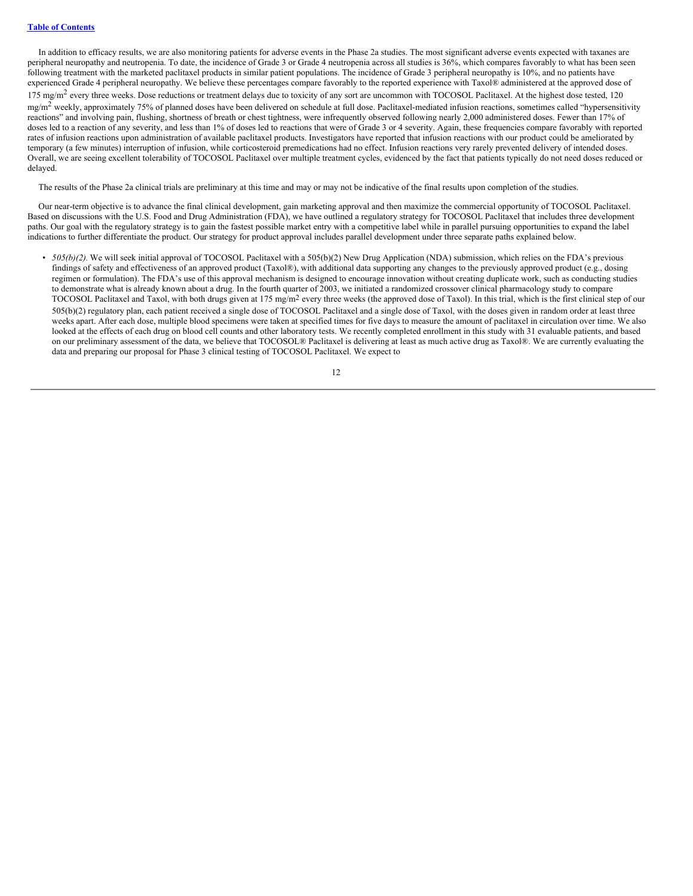In addition to efficacy results, we are also monitoring patients for adverse events in the Phase 2a studies. The most significant adverse events expected with taxanes are peripheral neuropathy and neutropenia. To date, the incidence of Grade 3 or Grade 4 neutropenia across all studies is 36%, which compares favorably to what has been seen following treatment with the marketed paclitaxel products in similar patient populations. The incidence of Grade 3 peripheral neuropathy is 10%, and no patients have experienced Grade 4 peripheral neuropathy. We believe these percentages compare favorably to the reported experience with Taxol® administered at the approved dose of 175 $mg/m^2$ every three weeks. Dose reductions or treatment delays due to toxicity of any sort are uncommon with TOCOSOL Paclitaxel. At the highest dose tested, 120 $mg/m^2$ weekly, approximately 75% of planned doses have been delivered on schedule at full dose. Paclitaxel-mediated infusion reactions, sometimes called "hypersensitivity reactions" and involving pain, flushing, shortness of breath or chest tightness, were infrequently observed following nearly 2,000 administered doses. Fewer than 17% of doses led to a reaction of any severity, and less than 1% of doses led to reactions that were of Grade 3 or 4 severity. Again, these frequencies compare favorably with reported rates of infusion reactions upon administration of available paclitaxel products. Investigators have reported that infusion reactions with our product could be ameliorated by temporary (a few minutes) interruption of infusion, while corticosteroid premedications had no effect. Infusion reactions very rarely prevented delivery of intended doses. Overall, we are seeing excellent tolerability of TOCOSOL Paclitaxel over multiple treatment cycles, evidenced by the fact that patients typically do not need doses reduced or delayed.

The results of the Phase 2a clinical trials are preliminary at this time and may or may not be indicative of the final results upon completion of the studies.

Our near-term objective is to advance the final clinical development, gain marketing approval and then maximize the commercial opportunity of TOCOSOL Paclitaxel. Based on discussions with the U.S. Food and Drug Administration (FDA), we have outlined a regulatory strategy for TOCOSOL Paclitaxel that includes three development paths. Our goal with the regulatory strategy is to gain the fastest possible market entry with a competitive label while in parallel pursuing opportunities to expand the label indications to further differentiate the product. Our strategy for product approval includes parallel development under three separate paths explained below.

- *505(b)(2).* We will seek initial approval of TOCOSOL Paclitaxel with a 505(b)(2) New Drug Application (NDA) submission, which relies on the FDA's previous findings of safety and effectiveness of an approved product (Taxol®), with additional data supporting any changes to the previously approved product (e.g., dosing regimen or formulation). The FDA's use of this approval mechanism is designed to encourage innovation without creating duplicate work, such as conducting studies to demonstrate what is already known about a drug. In the fourth quarter of 2003, we initiated a randomized crossover clinical pharmacology study to compare TOCOSOL Paclitaxel and Taxol, with both drugs given at 175 $mg/m^2$ every three weeks (the approved dose of Taxol). In this trial, which is the first clinical step of our 505(b)(2) regulatory plan, each patient received a single dose of TOCOSOL Paclitaxel and a single dose of Taxol, with the doses given in random order at least three weeks apart. After each dose, multiple blood specimens were taken at specified times for five days to measure the amount of paclitaxel in circulation over time. We also looked at the effects of each drug on blood cell counts and other laboratory tests. We recently completed enrollment in this study with 31 evaluable patients, and based on our preliminary assessment of the data, we believe that TOCOSOL® Paclitaxel is delivering at least as much active drug as Taxol®. We are currently evaluating the data and preparing our proposal for Phase 3 clinical testing of TOCOSOL Paclitaxel. We expect to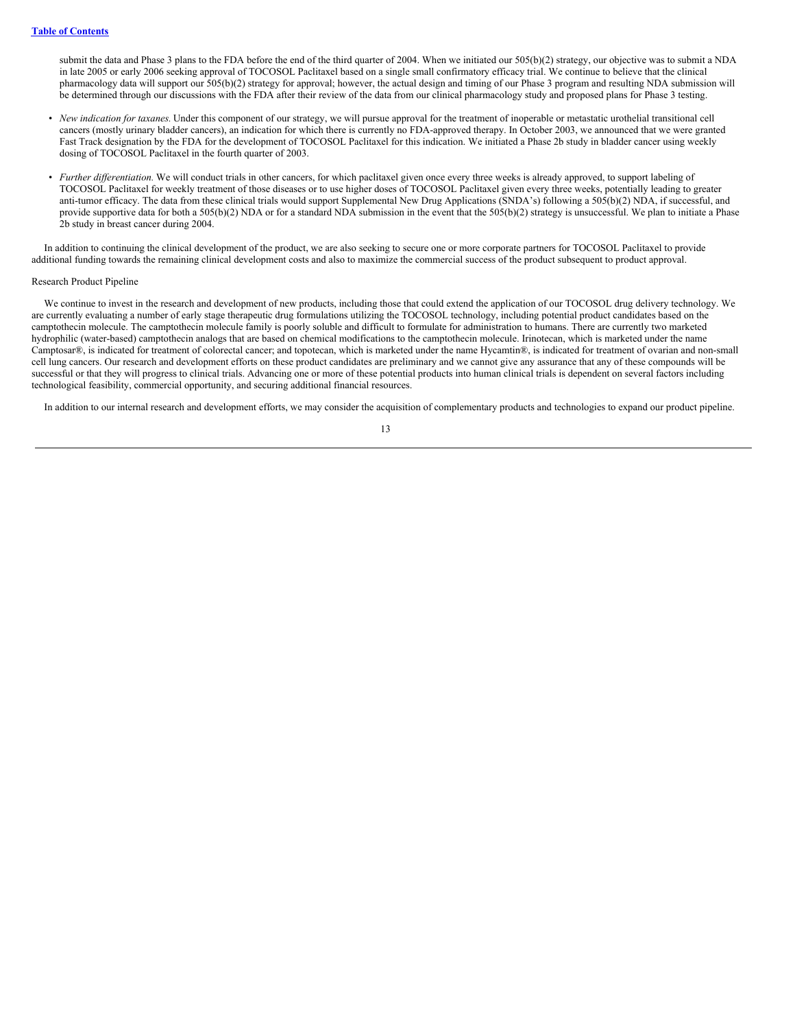submit the data and Phase 3 plans to the FDA before the end of the third quarter of 2004. When we initiated our 505(b)(2) strategy, our objective was to submit a NDA in late 2005 or early 2006 seeking approval of TOCOSOL Paclitaxel based on a single small confirmatory efficacy trial. We continue to believe that the clinical pharmacology data will support our 505(b)(2) strategy for approval; however, the actual design and timing of our Phase 3 program and resulting NDA submission will be determined through our discussions with the FDA after their review of the data from our clinical pharmacology study and proposed plans for Phase 3 testing.

- *New indication for taxanes.* Under this component of our strategy, we will pursue approval for the treatment of inoperable or metastatic urothelial transitional cell cancers (mostly urinary bladder cancers), an indication for which there is currently no FDA-approved therapy. In October 2003, we announced that we were granted Fast Track designation by the FDA for the development of TOCOSOL Paclitaxel for this indication. We initiated a Phase 2b study in bladder cancer using weekly dosing of TOCOSOL Paclitaxel in the fourth quarter of 2003.

- *Further differentiation.* We will conduct trials in other cancers, for which paclitaxel given once every three weeks is already approved, to support labeling of TOCOSOL Paclitaxel for weekly treatment of those diseases or to use higher doses of TOCOSOL Paclitaxel given every three weeks, potentially leading to greater anti-tumor efficacy. The data from these clinical trials would support Supplemental New Drug Applications (SNDA's) following a 505(b)(2) NDA, if successful, and provide supportive data for both a 505(b)(2) NDA or for a standard NDA submission in the event that the 505(b)(2) strategy is unsuccessful. We plan to initiate a Phase 2b study in breast cancer during 2004.

In addition to continuing the clinical development of the product, we are also seeking to secure one or more corporate partners for TOCOSOL Paclitaxel to provide additional funding towards the remaining clinical development costs and also to maximize the commercial success of the product subsequent to product approval.

Research Product Pipeline

We continue to invest in the research and development of new products, including those that could extend the application of our TOCOSOL drug delivery technology. We are currently evaluating a number of early stage therapeutic drug formulations utilizing the TOCOSOL technology, including potential product candidates based on the camptothecin molecule. The camptothecin molecule family is poorly soluble and difficult to formulate for administration to humans. There are currently two marketed hydrophilic (water-based) camptothecin analogs that are based on chemical modifications to the camptothecin molecule. Irinotecan, which is marketed under the name Camptosar®, is indicated for treatment of colorectal cancer; and topotecan, which is marketed under the name Hycamtin®, is indicated for treatment of ovarian and non-small cell lung cancers. Our research and development efforts on these product candidates are preliminary and we cannot give any assurance that any of these compounds will be successful or that they will progress to clinical trials. Advancing one or more of these potential products into human clinical trials is dependent on several factors including technological feasibility, commercial opportunity, and securing additional financial resources.

In addition to our internal research and development efforts, we may consider the acquisition of complementary products and technologies to expand our product pipeline.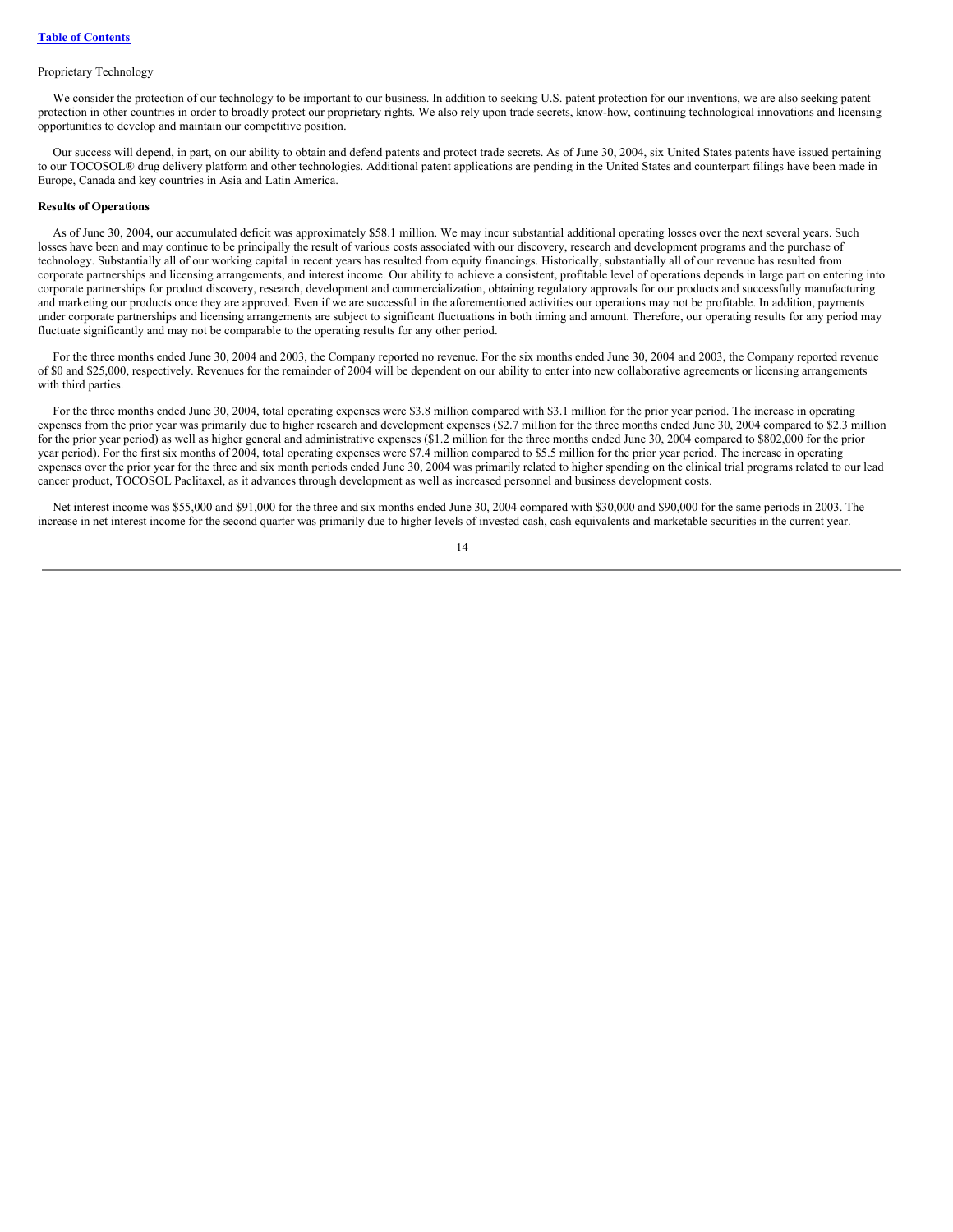Proprietary Technology

We consider the protection of our technology to be important to our business. In addition to seeking U.S. patent protection for our inventions, we are also seeking patent protection in other countries in order to broadly protect our proprietary rights. We also rely upon trade secrets, know-how, continuing technological innovations and licensing opportunities to develop and maintain our competitive position.

Our success will depend, in part, on our ability to obtain and defend patents and protect trade secrets. As of June 30, 2004, six United States patents have issued pertaining to our TOCOSOL® drug delivery platform and other technologies. Additional patent applications are pending in the United States and counterpart filings have been made in Europe, Canada and key countries in Asia and Latin America.

**Results of Operations**

As of June 30, 2004, our accumulated deficit was approximately $58.1 million. We may incur substantial additional operating losses over the next several years. Such losses have been and may continue to be principally the result of various costs associated with our discovery, research and development programs and the purchase of technology. Substantially all of our working capital in recent years has resulted from equity financings. Historically, substantially all of our revenue has resulted from corporate partnerships and licensing arrangements, and interest income. Our ability to achieve a consistent, profitable level of operations depends in large part on entering into corporate partnerships for product discovery, research, development and commercialization, obtaining regulatory approvals for our products and successfully manufacturing and marketing our products once they are approved. Even if we are successful in the aforementioned activities our operations may not be profitable. In addition, payments under corporate partnerships and licensing arrangements are subject to significant fluctuations in both timing and amount. Therefore, our operating results for any period may fluctuate significantly and may not be comparable to the operating results for any other period.

For the three months ended June 30, 2004 and 2003, the Company reported no revenue. For the six months ended June 30, 2004 and 2003, the Company reported revenue of $0 and $25,000, respectively. Revenues for the remainder of 2004 will be dependent on our ability to enter into new collaborative agreements or licensing arrangements with third parties.

For the three months ended June 30, 2004, total operating expenses were $3.8 million compared with $3.1 million for the prior year period. The increase in operating expenses from the prior year was primarily due to higher research and development expenses ($2.7 million for the three months ended June 30, 2004 compared to $2.3 million for the prior year period) as well as higher general and administrative expenses ($1.2 million for the three months ended June 30, 2004 compared to $802,000 for the prior year period). For the first six months of 2004, total operating expenses were $7.4 million compared to $5.5 million for the prior year period. The increase in operating expenses over the prior year for the three and six month periods ended June 30, 2004 was primarily related to higher spending on the clinical trial programs related to our lead cancer product, TOCOSOL Paclitaxel, as it advances through development as well as increased personnel and business development costs.

Net interest income was $55,000 and $91,000 for the three and six months ended June 30, 2004 compared with $30,000 and $90,000 for the same periods in 2003. The increase in net interest income for the second quarter was primarily due to higher levels of invested cash, cash equivalents and marketable securities in the current year.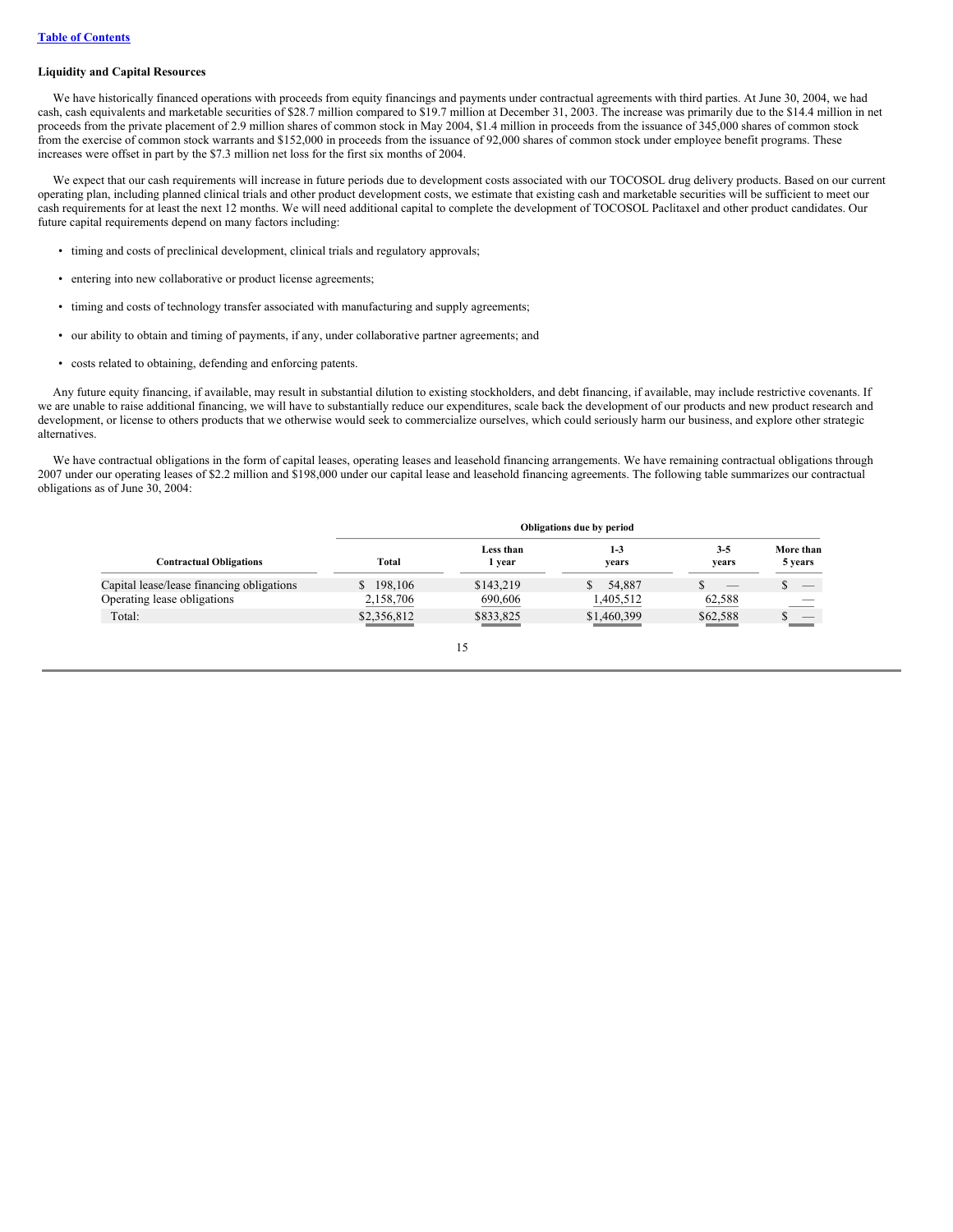[Table of Contents](#)

### Liquidity and Capital Resources

We have historically financed operations with proceeds from equity financings and payments under contractual agreements with third parties. At June 30, 2004, we had cash, cash equivalents and marketable securities of $28.7 million compared to $19.7 million at December 31, 2003. The increase was primarily due to the $14.4 million in net proceeds from the private placement of 2.9 million shares of common stock in May 2004, $1.4 million in proceeds from the issuance of 345,000 shares of common stock from the exercise of common stock warrants and $152,000 in proceeds from the issuance of 92,000 shares of common stock under employee benefit programs. These increases were offset in part by the $7.3 million net loss for the first six months of 2004.

We expect that our cash requirements will increase in future periods due to development costs associated with our TOCOSOL drug delivery products. Based on our current operating plan, including planned clinical trials and other product development costs, we estimate that existing cash and marketable securities will be sufficient to meet our cash requirements for at least the next 12 months. We will need additional capital to complete the development of TOCOSOL Paclitaxel and other product candidates. Our future capital requirements depend on many factors including:

- timing and costs of preclinical development, clinical trials and regulatory approvals;
- entering into new collaborative or product license agreements;
- timing and costs of technology transfer associated with manufacturing and supply agreements;
- our ability to obtain and timing of payments, if any, under collaborative partner agreements; and
- costs related to obtaining, defending and enforcing patents.

Any future equity financing, if available, may result in substantial dilution to existing stockholders, and debt financing, if available, may include restrictive covenants. If we are unable to raise additional financing, we will have to substantially reduce our expenditures, scale back the development of our products and new product research and development, or license to others products that we otherwise would seek to commercialize ourselves, which could seriously harm our business, and explore other strategic alternatives.

We have contractual obligations in the form of capital leases, operating leases and leasehold financing arrangements. We have remaining contractual obligations through 2007 under our operating leases of $2.2 million and $198,000 under our capital lease and leasehold financing agreements. The following table summarizes our contractual obligations as of June 30, 2004:

| | Obligations due by period | | | | |
|---|---|---|---|---|---|
| Contractual Obligations | Total | Less than 1 year | 1-3 years | 3-5 years | More than 5 years |
| Capital lease/lease financing obligations | $ 198,106 | $143,219 | $ 54,887 | $ — | $ — |
| Operating lease obligations | 2,158,706 | 690,606 | 1,405,512 | 62,588 | — |
| Total: | $2,356,812 | $833,825 | $1,460,399 | $62,588 | $ — |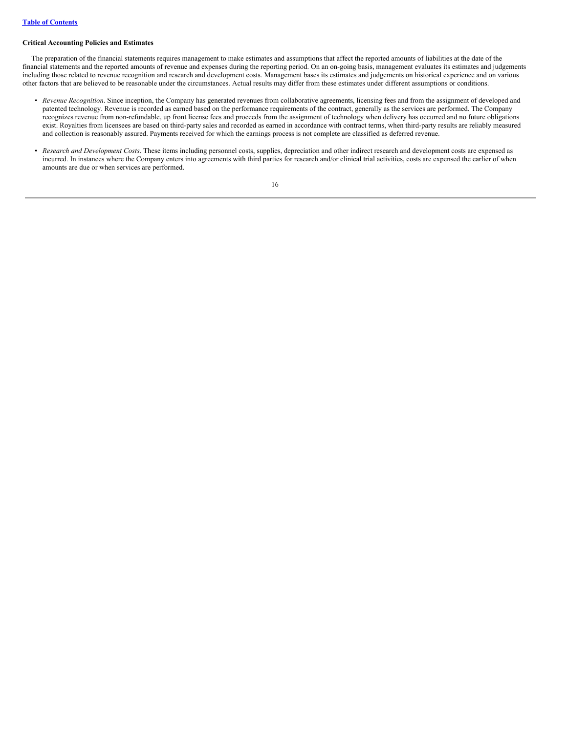### Critical Accounting Policies and Estimates

The preparation of the financial statements requires management to make estimates and assumptions that affect the reported amounts of liabilities at the date of the financial statements and the reported amounts of revenue and expenses during the reporting period. On an on-going basis, management evaluates its estimates and judgements including those related to revenue recognition and research and development costs. Management bases its estimates and judgements on historical experience and on various other factors that are believed to be reasonable under the circumstances. Actual results may differ from these estimates under different assumptions or conditions.

- *Revenue Recognition*. Since inception, the Company has generated revenues from collaborative agreements, licensing fees and from the assignment of developed and patented technology. Revenue is recorded as earned based on the performance requirements of the contract, generally as the services are performed. The Company recognizes revenue from non-refundable, up front license fees and proceeds from the assignment of technology when delivery has occurred and no future obligations exist. Royalties from licensees are based on third-party sales and recorded as earned in accordance with contract terms, when third-party results are reliably measured and collection is reasonably assured. Payments received for which the earnings process is not complete are classified as deferred revenue.

- *Research and Development Costs*. These items including personnel costs, supplies, depreciation and other indirect research and development costs are expensed as incurred. In instances where the Company enters into agreements with third parties for research and/or clinical trial activities, costs are expensed the earlier of when amounts are due or when services are performed.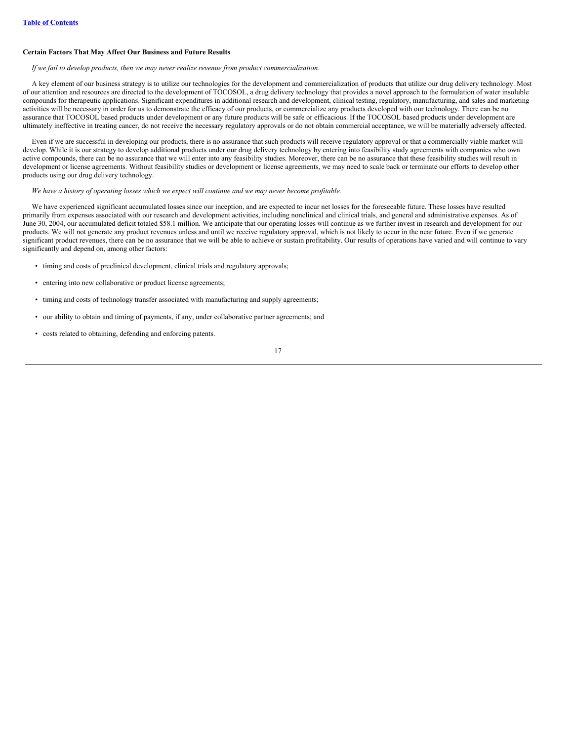### Certain Factors That May Affect Our Business and Future Results

*If we fail to develop products, then we may never realize revenue from product commercialization.*

A key element of our business strategy is to utilize our technologies for the development and commercialization of products that utilize our drug delivery technology. Most of our attention and resources are directed to the development of TOCOSOL, a drug delivery technology that provides a novel approach to the formulation of water insoluble compounds for therapeutic applications. Significant expenditures in additional research and development, clinical testing, regulatory, manufacturing, and sales and marketing activities will be necessary in order for us to demonstrate the efficacy of our products, or commercialize any products developed with our technology. There can be no assurance that TOCOSOL based products under development or any future products will be safe or efficacious. If the TOCOSOL based products under development are ultimately ineffective in treating cancer, do not receive the necessary regulatory approvals or do not obtain commercial acceptance, we will be materially adversely affected.

Even if we are successful in developing our products, there is no assurance that such products will receive regulatory approval or that a commercially viable market will develop. While it is our strategy to develop additional products under our drug delivery technology by entering into feasibility study agreements with companies who own active compounds, there can be no assurance that we will enter into any feasibility studies. Moreover, there can be no assurance that these feasibility studies will result in development or license agreements. Without feasibility studies or development or license agreements, we may need to scale back or terminate our efforts to develop other products using our drug delivery technology.

*We have a history of operating losses which we expect will continue and we may never become profitable.*

We have experienced significant accumulated losses since our inception, and are expected to incur net losses for the foreseeable future. These losses have resulted primarily from expenses associated with our research and development activities, including nonclinical and clinical trials, and general and administrative expenses. As of June 30, 2004, our accumulated deficit totaled $58.1 million. We anticipate that our operating losses will continue as we further invest in research and development for our products. We will not generate any product revenues unless and until we receive regulatory approval, which is not likely to occur in the near future. Even if we generate significant product revenues, there can be no assurance that we will be able to achieve or sustain profitability. Our results of operations have varied and will continue to vary significantly and depend on, among other factors:

- timing and costs of preclinical development, clinical trials and regulatory approvals;
- entering into new collaborative or product license agreements;
- timing and costs of technology transfer associated with manufacturing and supply agreements;
- our ability to obtain and timing of payments, if any, under collaborative partner agreements; and
- costs related to obtaining, defending and enforcing patents.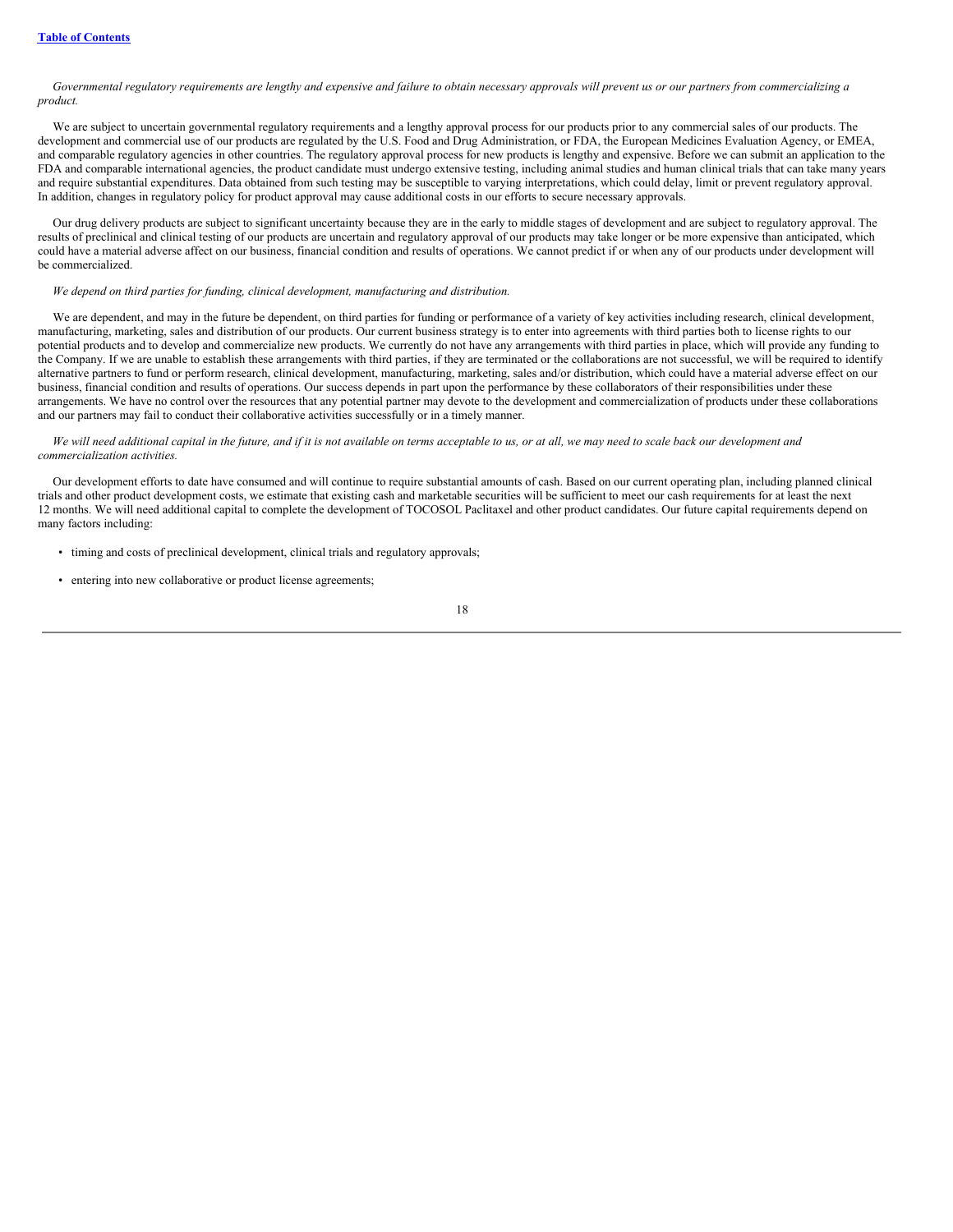*Governmental regulatory requirements are lengthy and expensive and failure to obtain necessary approvals will prevent us or our partners from commercializing a product.*

We are subject to uncertain governmental regulatory requirements and a lengthy approval process for our products prior to any commercial sales of our products. The development and commercial use of our products are regulated by the U.S. Food and Drug Administration, or FDA, the European Medicines Evaluation Agency, or EMEA, and comparable regulatory agencies in other countries. The regulatory approval process for new products is lengthy and expensive. Before we can submit an application to the FDA and comparable international agencies, the product candidate must undergo extensive testing, including animal studies and human clinical trials that can take many years and require substantial expenditures. Data obtained from such testing may be susceptible to varying interpretations, which could delay, limit or prevent regulatory approval. In addition, changes in regulatory policy for product approval may cause additional costs in our efforts to secure necessary approvals.

Our drug delivery products are subject to significant uncertainty because they are in the early to middle stages of development and are subject to regulatory approval. The results of preclinical and clinical testing of our products are uncertain and regulatory approval of our products may take longer or be more expensive than anticipated, which could have a material adverse affect on our business, financial condition and results of operations. We cannot predict if or when any of our products under development will be commercialized.

*We depend on third parties for funding, clinical development, manufacturing and distribution.*

We are dependent, and may in the future be dependent, on third parties for funding or performance of a variety of key activities including research, clinical development, manufacturing, marketing, sales and distribution of our products. Our current business strategy is to enter into agreements with third parties both to license rights to our potential products and to develop and commercialize new products. We currently do not have any arrangements with third parties in place, which will provide any funding to the Company. If we are unable to establish these arrangements with third parties, if they are terminated or the collaborations are not successful, we will be required to identify alternative partners to fund or perform research, clinical development, manufacturing, marketing, sales and/or distribution, which could have a material adverse effect on our business, financial condition and results of operations. Our success depends in part upon the performance by these collaborators of their responsibilities under these arrangements. We have no control over the resources that any potential partner may devote to the development and commercialization of products under these collaborations and our partners may fail to conduct their collaborative activities successfully or in a timely manner.

*We will need additional capital in the future, and if it is not available on terms acceptable to us, or at all, we may need to scale back our development and commercialization activities.*

Our development efforts to date have consumed and will continue to require substantial amounts of cash. Based on our current operating plan, including planned clinical trials and other product development costs, we estimate that existing cash and marketable securities will be sufficient to meet our cash requirements for at least the next 12 months. We will need additional capital to complete the development of TOCOSOL Paclitaxel and other product candidates. Our future capital requirements depend on many factors including:

- timing and costs of preclinical development, clinical trials and regulatory approvals;
- entering into new collaborative or product license agreements;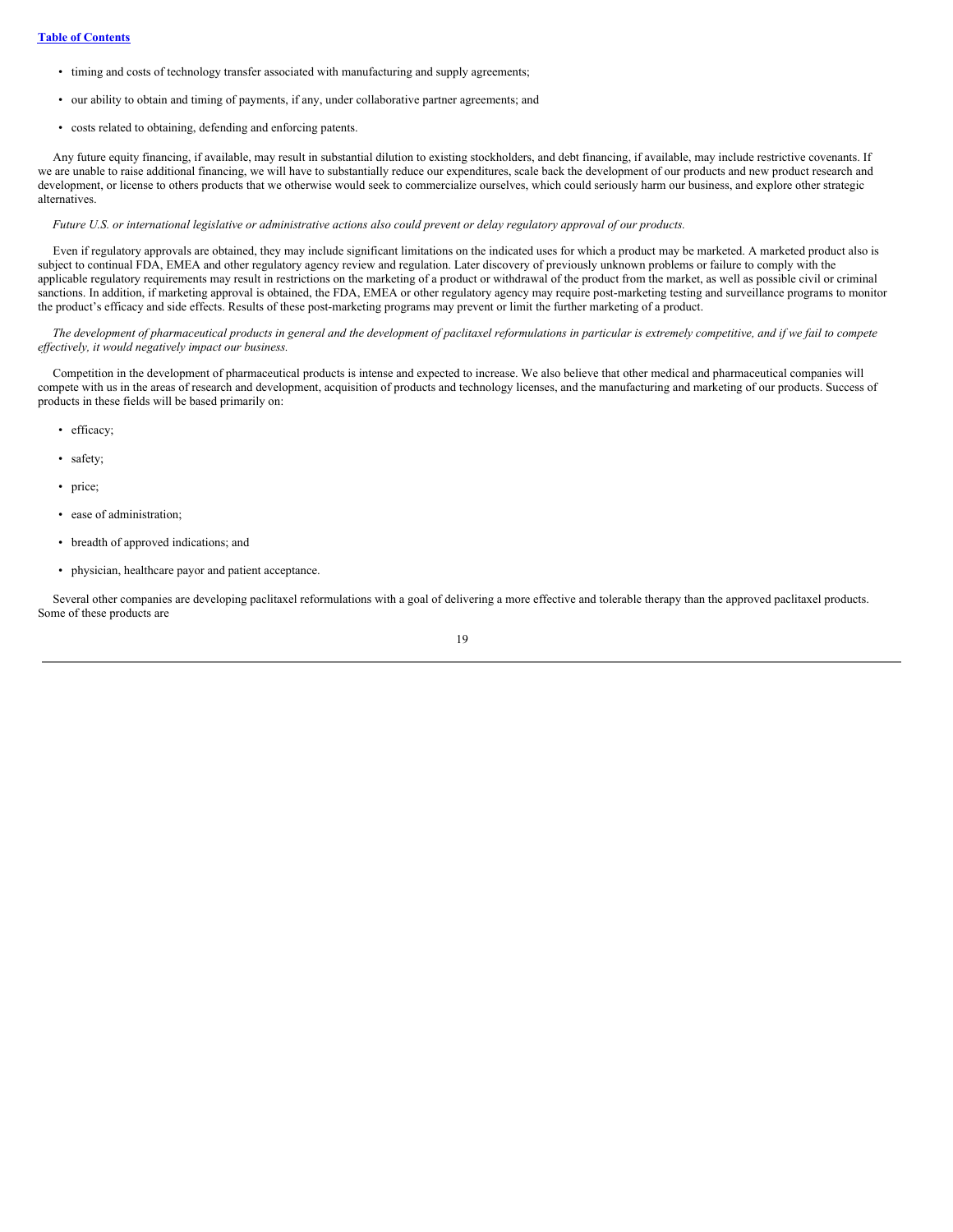- timing and costs of technology transfer associated with manufacturing and supply agreements;
- our ability to obtain and timing of payments, if any, under collaborative partner agreements; and
- costs related to obtaining, defending and enforcing patents.

Any future equity financing, if available, may result in substantial dilution to existing stockholders, and debt financing, if available, may include restrictive covenants. If we are unable to raise additional financing, we will have to substantially reduce our expenditures, scale back the development of our products and new product research and development, or license to others products that we otherwise would seek to commercialize ourselves, which could seriously harm our business, and explore other strategic alternatives.

*Future U.S. or international legislative or administrative actions also could prevent or delay regulatory approval of our products.*

Even if regulatory approvals are obtained, they may include significant limitations on the indicated uses for which a product may be marketed. A marketed product also is subject to continual FDA, EMEA and other regulatory agency review and regulation. Later discovery of previously unknown problems or failure to comply with the applicable regulatory requirements may result in restrictions on the marketing of a product or withdrawal of the product from the market, as well as possible civil or criminal sanctions. In addition, if marketing approval is obtained, the FDA, EMEA or other regulatory agency may require post-marketing testing and surveillance programs to monitor the product's efficacy and side effects. Results of these post-marketing programs may prevent or limit the further marketing of a product.

*The development of pharmaceutical products in general and the development of paclitaxel reformulations in particular is extremely competitive, and if we fail to compete effectively, it would negatively impact our business.*

Competition in the development of pharmaceutical products is intense and expected to increase. We also believe that other medical and pharmaceutical companies will compete with us in the areas of research and development, acquisition of products and technology licenses, and the manufacturing and marketing of our products. Success of products in these fields will be based primarily on:

- efficacy;
- safety;
- price;
- ease of administration;
- breadth of approved indications; and
- physician, healthcare payor and patient acceptance.

Several other companies are developing paclitaxel reformulations with a goal of delivering a more effective and tolerable therapy than the approved paclitaxel products. Some of these products are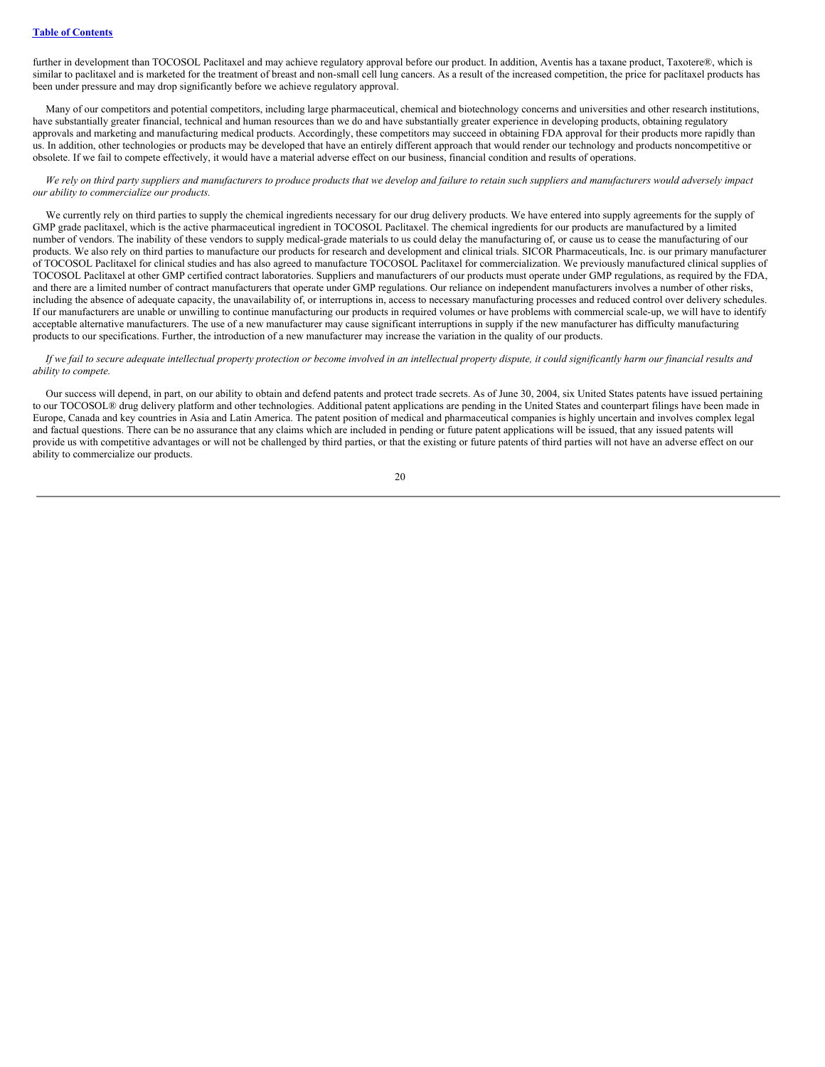further in development than TOCOSOL Paclitaxel and may achieve regulatory approval before our product. In addition, Aventis has a taxane product, Taxotere®, which is similar to paclitaxel and is marketed for the treatment of breast and non-small cell lung cancers. As a result of the increased competition, the price for paclitaxel products has been under pressure and may drop significantly before we achieve regulatory approval.

Many of our competitors and potential competitors, including large pharmaceutical, chemical and biotechnology concerns and universities and other research institutions, have substantially greater financial, technical and human resources than we do and have substantially greater experience in developing products, obtaining regulatory approvals and marketing and manufacturing medical products. Accordingly, these competitors may succeed in obtaining FDA approval for their products more rapidly than us. In addition, other technologies or products may be developed that have an entirely different approach that would render our technology and products noncompetitive or obsolete. If we fail to compete effectively, it would have a material adverse effect on our business, financial condition and results of operations.

*We rely on third party suppliers and manufacturers to produce products that we develop and failure to retain such suppliers and manufacturers would adversely impact our ability to commercialize our products.*

We currently rely on third parties to supply the chemical ingredients necessary for our drug delivery products. We have entered into supply agreements for the supply of GMP grade paclitaxel, which is the active pharmaceutical ingredient in TOCOSOL Paclitaxel. The chemical ingredients for our products are manufactured by a limited number of vendors. The inability of these vendors to supply medical-grade materials to us could delay the manufacturing of, or cause us to cease the manufacturing of our products. We also rely on third parties to manufacture our products for research and development and clinical trials. SICOR Pharmaceuticals, Inc. is our primary manufacturer of TOCOSOL Paclitaxel for clinical studies and has also agreed to manufacture TOCOSOL Paclitaxel for commercialization. We previously manufactured clinical supplies of TOCOSOL Paclitaxel at other GMP certified contract laboratories. Suppliers and manufacturers of our products must operate under GMP regulations, as required by the FDA, and there are a limited number of contract manufacturers that operate under GMP regulations. Our reliance on independent manufacturers involves a number of other risks, including the absence of adequate capacity, the unavailability of, or interruptions in, access to necessary manufacturing processes and reduced control over delivery schedules. If our manufacturers are unable or unwilling to continue manufacturing our products in required volumes or have problems with commercial scale-up, we will have to identify acceptable alternative manufacturers. The use of a new manufacturer may cause significant interruptions in supply if the new manufacturer has difficulty manufacturing products to our specifications. Further, the introduction of a new manufacturer may increase the variation in the quality of our products.

*If we fail to secure adequate intellectual property protection or become involved in an intellectual property dispute, it could significantly harm our financial results and ability to compete.*

Our success will depend, in part, on our ability to obtain and defend patents and protect trade secrets. As of June 30, 2004, six United States patents have issued pertaining to our TOCOSOL® drug delivery platform and other technologies. Additional patent applications are pending in the United States and counterpart filings have been made in Europe, Canada and key countries in Asia and Latin America. The patent position of medical and pharmaceutical companies is highly uncertain and involves complex legal and factual questions. There can be no assurance that any claims which are included in pending or future patent applications will be issued, that any issued patents will provide us with competitive advantages or will not be challenged by third parties, or that the existing or future patents of third parties will not have an adverse effect on our ability to commercialize our products.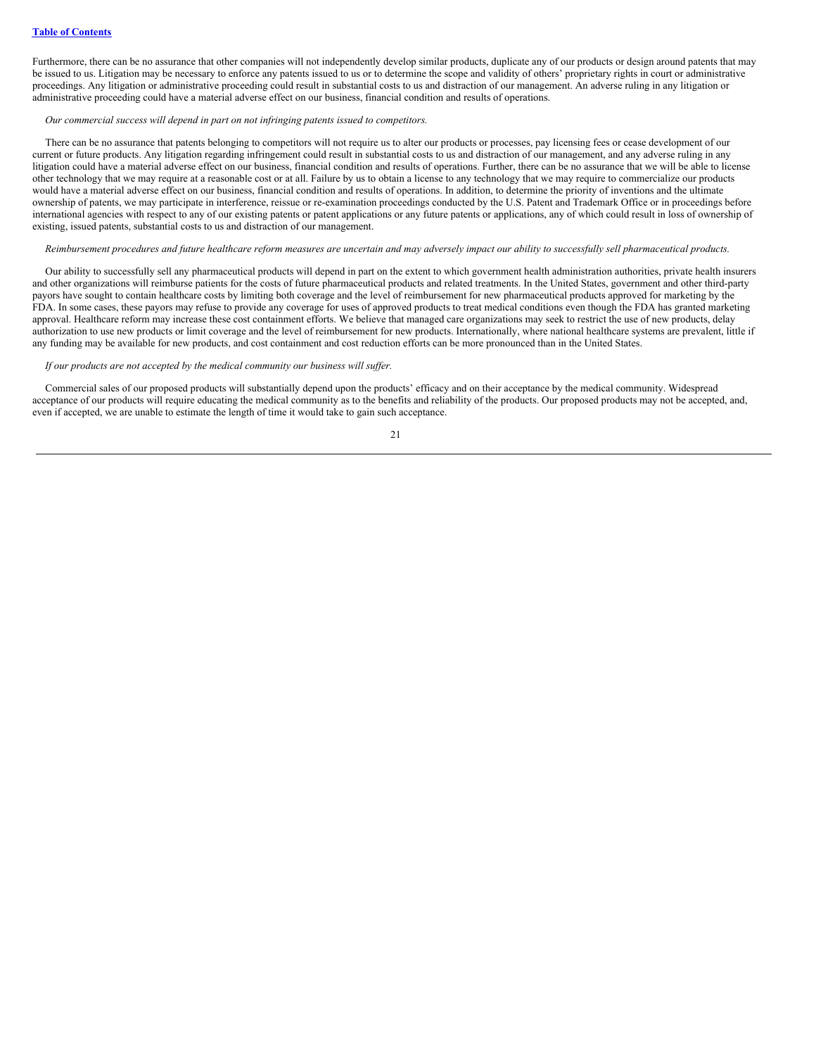Furthermore, there can be no assurance that other companies will not independently develop similar products, duplicate any of our products or design around patents that may be issued to us. Litigation may be necessary to enforce any patents issued to us or to determine the scope and validity of others' proprietary rights in court or administrative proceedings. Any litigation or administrative proceeding could result in substantial costs to us and distraction of our management. An adverse ruling in any litigation or administrative proceeding could have a material adverse effect on our business, financial condition and results of operations.

*Our commercial success will depend in part on not infringing patents issued to competitors.*

There can be no assurance that patents belonging to competitors will not require us to alter our products or processes, pay licensing fees or cease development of our current or future products. Any litigation regarding infringement could result in substantial costs to us and distraction of our management, and any adverse ruling in any litigation could have a material adverse effect on our business, financial condition and results of operations. Further, there can be no assurance that we will be able to license other technology that we may require at a reasonable cost or at all. Failure by us to obtain a license to any technology that we may require to commercialize our products would have a material adverse effect on our business, financial condition and results of operations. In addition, to determine the priority of inventions and the ultimate ownership of patents, we may participate in interference, reissue or re-examination proceedings conducted by the U.S. Patent and Trademark Office or in proceedings before international agencies with respect to any of our existing patents or patent applications or any future patents or applications, any of which could result in loss of ownership of existing, issued patents, substantial costs to us and distraction of our management.

*Reimbursement procedures and future healthcare reform measures are uncertain and may adversely impact our ability to successfully sell pharmaceutical products.*

Our ability to successfully sell any pharmaceutical products will depend in part on the extent to which government health administration authorities, private health insurers and other organizations will reimburse patients for the costs of future pharmaceutical products and related treatments. In the United States, government and other third-party payors have sought to contain healthcare costs by limiting both coverage and the level of reimbursement for new pharmaceutical products approved for marketing by the FDA. In some cases, these payors may refuse to provide any coverage for uses of approved products to treat medical conditions even though the FDA has granted marketing approval. Healthcare reform may increase these cost containment efforts. We believe that managed care organizations may seek to restrict the use of new products, delay authorization to use new products or limit coverage and the level of reimbursement for new products. Internationally, where national healthcare systems are prevalent, little if any funding may be available for new products, and cost containment and cost reduction efforts can be more pronounced than in the United States.

*If our products are not accepted by the medical community our business will suffer.*

Commercial sales of our proposed products will substantially depend upon the products' efficacy and on their acceptance by the medical community. Widespread acceptance of our products will require educating the medical community as to the benefits and reliability of the products. Our proposed products may not be accepted, and, even if accepted, we are unable to estimate the length of time it would take to gain such acceptance.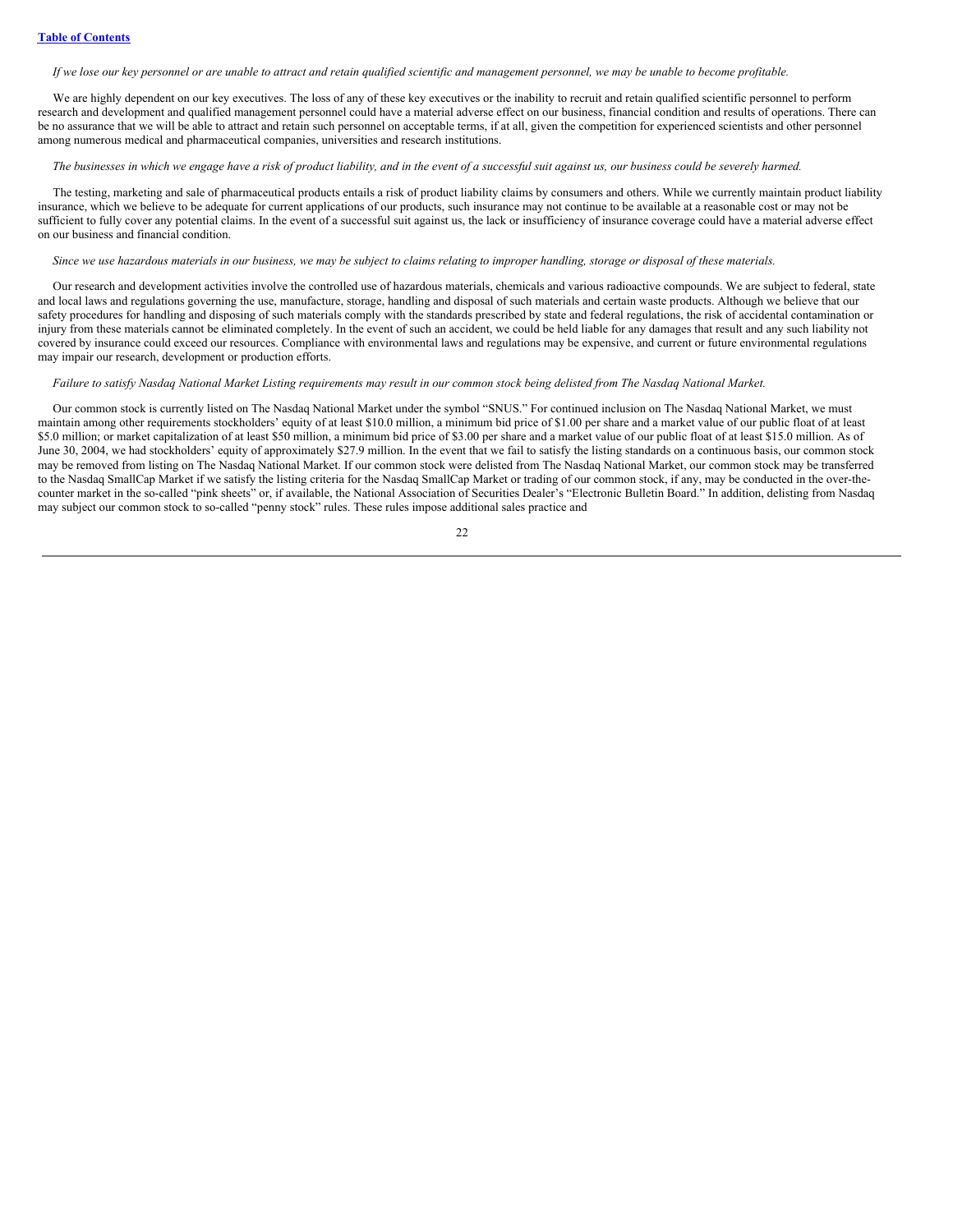*If we lose our key personnel or are unable to attract and retain qualified scientific and management personnel, we may be unable to become profitable.*

We are highly dependent on our key executives. The loss of any of these key executives or the inability to recruit and retain qualified scientific personnel to perform research and development and qualified management personnel could have a material adverse effect on our business, financial condition and results of operations. There can be no assurance that we will be able to attract and retain such personnel on acceptable terms, if at all, given the competition for experienced scientists and other personnel among numerous medical and pharmaceutical companies, universities and research institutions.

*The businesses in which we engage have a risk of product liability, and in the event of a successful suit against us, our business could be severely harmed.*

The testing, marketing and sale of pharmaceutical products entails a risk of product liability claims by consumers and others. While we currently maintain product liability insurance, which we believe to be adequate for current applications of our products, such insurance may not continue to be available at a reasonable cost or may not be sufficient to fully cover any potential claims. In the event of a successful suit against us, the lack or insufficiency of insurance coverage could have a material adverse effect on our business and financial condition.

*Since we use hazardous materials in our business, we may be subject to claims relating to improper handling, storage or disposal of these materials.*

Our research and development activities involve the controlled use of hazardous materials, chemicals and various radioactive compounds. We are subject to federal, state and local laws and regulations governing the use, manufacture, storage, handling and disposal of such materials and certain waste products. Although we believe that our safety procedures for handling and disposing of such materials comply with the standards prescribed by state and federal regulations, the risk of accidental contamination or injury from these materials cannot be eliminated completely. In the event of such an accident, we could be held liable for any damages that result and any such liability not covered by insurance could exceed our resources. Compliance with environmental laws and regulations may be expensive, and current or future environmental regulations may impair our research, development or production efforts.

*Failure to satisfy Nasdaq National Market Listing requirements may result in our common stock being delisted from The Nasdaq National Market.*

Our common stock is currently listed on The Nasdaq National Market under the symbol "SNUS." For continued inclusion on The Nasdaq National Market, we must maintain among other requirements stockholders' equity of at least $10.0 million, a minimum bid price of $1.00 per share and a market value of our public float of at least $5.0 million; or market capitalization of at least $50 million, a minimum bid price of $3.00 per share and a market value of our public float of at least $15.0 million. As of June 30, 2004, we had stockholders' equity of approximately $27.9 million. In the event that we fail to satisfy the listing standards on a continuous basis, our common stock may be removed from listing on The Nasdaq National Market. If our common stock were delisted from The Nasdaq National Market, our common stock may be transferred to the Nasdaq SmallCap Market if we satisfy the listing criteria for the Nasdaq SmallCap Market or trading of our common stock, if any, may be conducted in the over-the-counter market in the so-called "pink sheets" or, if available, the National Association of Securities Dealer's "Electronic Bulletin Board." In addition, delisting from Nasdaq may subject our common stock to so-called "penny stock" rules. These rules impose additional sales practice and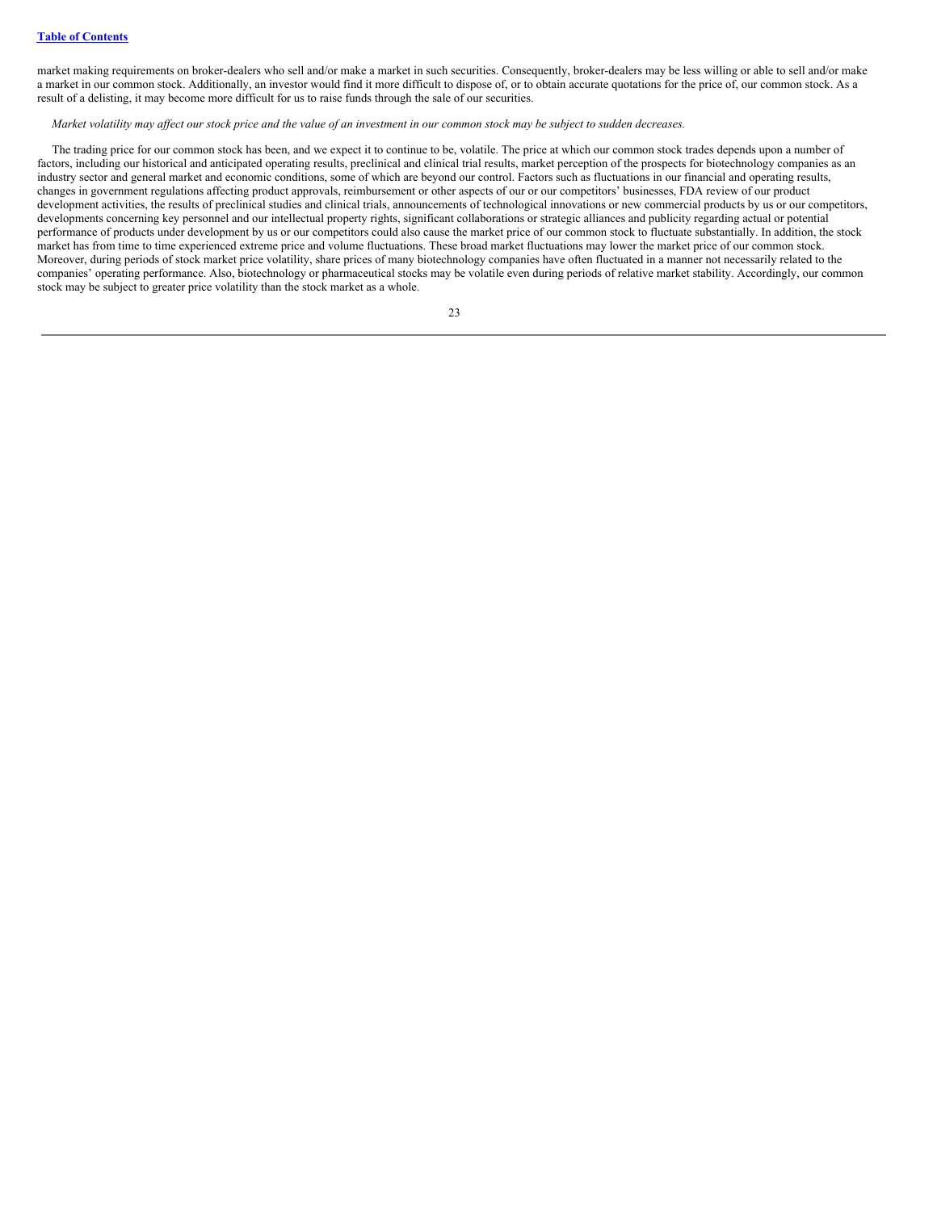market making requirements on broker-dealers who sell and/or make a market in such securities. Consequently, broker-dealers may be less willing or able to sell and/or make a market in our common stock. Additionally, an investor would find it more difficult to dispose of, or to obtain accurate quotations for the price of, our common stock. As a result of a delisting, it may become more difficult for us to raise funds through the sale of our securities.

*Market volatility may affect our stock price and the value of an investment in our common stock may be subject to sudden decreases.*

The trading price for our common stock has been, and we expect it to continue to be, volatile. The price at which our common stock trades depends upon a number of factors, including our historical and anticipated operating results, preclinical and clinical trial results, market perception of the prospects for biotechnology companies as an industry sector and general market and economic conditions, some of which are beyond our control. Factors such as fluctuations in our financial and operating results, changes in government regulations affecting product approvals, reimbursement or other aspects of our or our competitors' businesses, FDA review of our product development activities, the results of preclinical studies and clinical trials, announcements of technological innovations or new commercial products by us or our competitors, developments concerning key personnel and our intellectual property rights, significant collaborations or strategic alliances and publicity regarding actual or potential performance of products under development by us or our competitors could also cause the market price of our common stock to fluctuate substantially. In addition, the stock market has from time to time experienced extreme price and volume fluctuations. These broad market fluctuations may lower the market price of our common stock. Moreover, during periods of stock market price volatility, share prices of many biotechnology companies have often fluctuated in a manner not necessarily related to the companies' operating performance. Also, biotechnology or pharmaceutical stocks may be volatile even during periods of relative market stability. Accordingly, our common stock may be subject to greater price volatility than the stock market as a whole.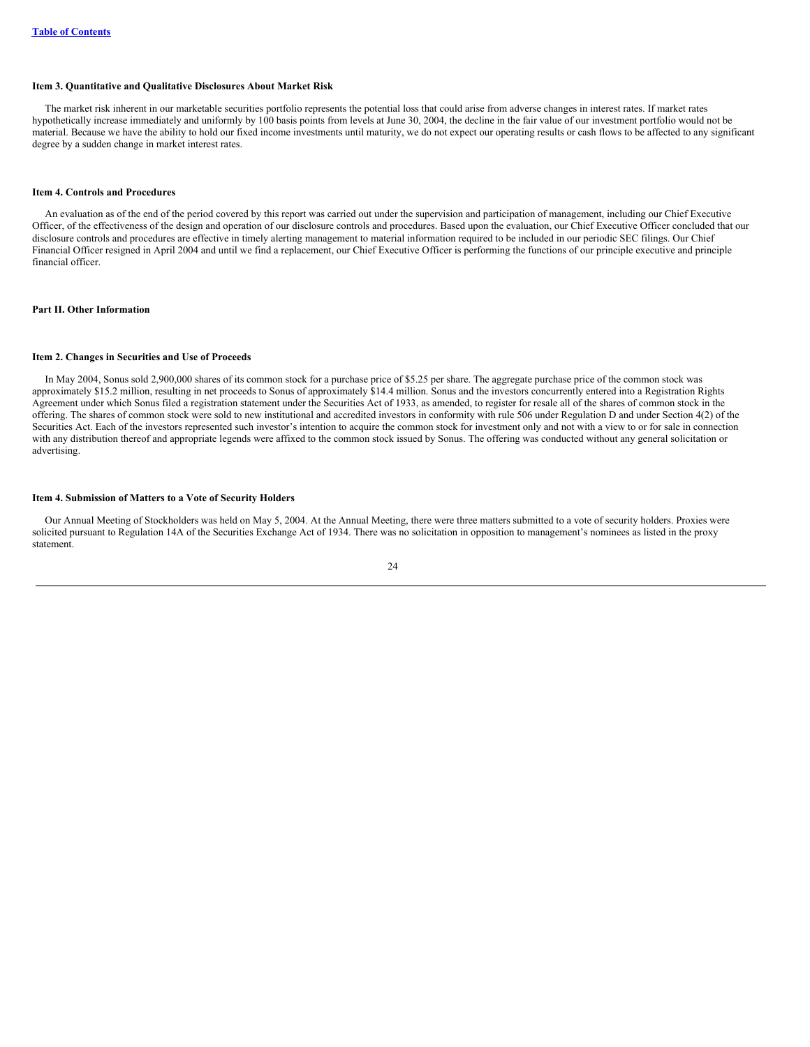### Item 3. Quantitative and Qualitative Disclosures About Market Risk

The market risk inherent in our marketable securities portfolio represents the potential loss that could arise from adverse changes in interest rates. If market rates hypothetically increase immediately and uniformly by 100 basis points from levels at June 30, 2004, the decline in the fair value of our investment portfolio would not be material. Because we have the ability to hold our fixed income investments until maturity, we do not expect our operating results or cash flows to be affected to any significant degree by a sudden change in market interest rates.

### Item 4. Controls and Procedures

An evaluation as of the end of the period covered by this report was carried out under the supervision and participation of management, including our Chief Executive Officer, of the effectiveness of the design and operation of our disclosure controls and procedures. Based upon the evaluation, our Chief Executive Officer concluded that our disclosure controls and procedures are effective in timely alerting management to material information required to be included in our periodic SEC filings. Our Chief Financial Officer resigned in April 2004 and until we find a replacement, our Chief Executive Officer is performing the functions of our principle executive and principle financial officer.

## Part II. Other Information

### Item 2. Changes in Securities and Use of Proceeds

In May 2004, Sonus sold 2,900,000 shares of its common stock for a purchase price of $5.25 per share. The aggregate purchase price of the common stock was approximately $15.2 million, resulting in net proceeds to Sonus of approximately $14.4 million. Sonus and the investors concurrently entered into a Registration Rights Agreement under which Sonus filed a registration statement under the Securities Act of 1933, as amended, to register for resale all of the shares of common stock in the offering. The shares of common stock were sold to new institutional and accredited investors in conformity with rule 506 under Regulation D and under Section 4(2) of the Securities Act. Each of the investors represented such investor's intention to acquire the common stock for investment only and not with a view to or for sale in connection with any distribution thereof and appropriate legends were affixed to the common stock issued by Sonus. The offering was conducted without any general solicitation or advertising.

### Item 4. Submission of Matters to a Vote of Security Holders

Our Annual Meeting of Stockholders was held on May 5, 2004. At the Annual Meeting, there were three matters submitted to a vote of security holders. Proxies were solicited pursuant to Regulation 14A of the Securities Exchange Act of 1934. There was no solicitation in opposition to management's nominees as listed in the proxy statement.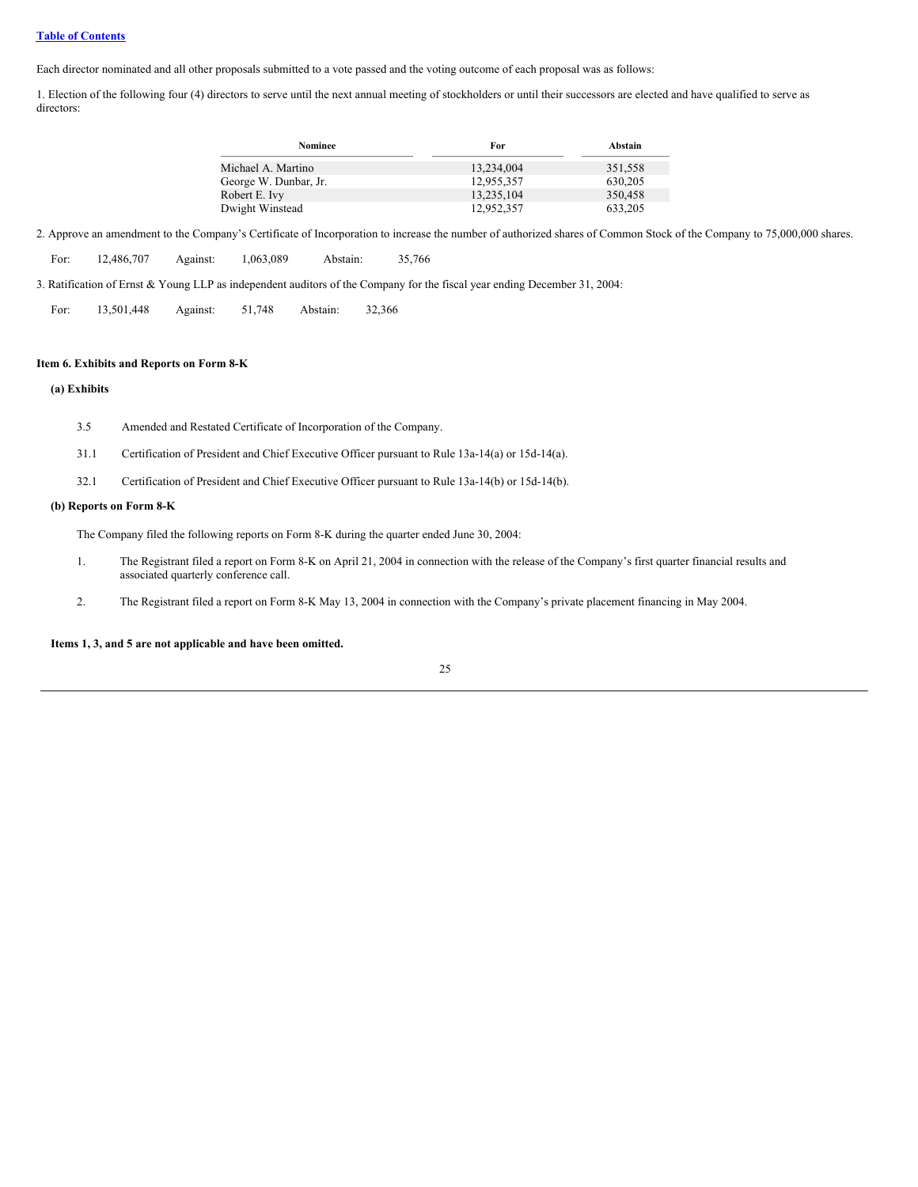[Table of Contents](#)

Each director nominated and all other proposals submitted to a vote passed and the voting outcome of each proposal was as follows:

1. Election of the following four (4) directors to serve until the next annual meeting of stockholders or until their successors are elected and have qualified to serve as directors:

| Nominee | For | Abstain |
| --- | --- | --- |
| Michael A. Martino | 13,234,004 | 351,558 |
| George W. Dunbar, Jr. | 12,955,357 | 630,205 |
| Robert E. Ivy | 13,235,104 | 350,458 |
| Dwight Winstead | 12,952,357 | 633,205 |

2. Approve an amendment to the Company's Certificate of Incorporation to increase the number of authorized shares of Common Stock of the Company to 75,000,000 shares.

For: 12,486,707 Against: 1,063,089 Abstain: 35,766

3. Ratification of Ernst & Young LLP as independent auditors of the Company for the fiscal year ending December 31, 2004:

For: 13,501,448 Against: 51,748 Abstain: 32,366

**Item 6. Exhibits and Reports on Form 8-K**

**(a) Exhibits**

3.5 Amended and Restated Certificate of Incorporation of the Company.

31.1 Certification of President and Chief Executive Officer pursuant to Rule 13a-14(a) or 15d-14(a).

32.1 Certification of President and Chief Executive Officer pursuant to Rule 13a-14(b) or 15d-14(b).

**(b) Reports on Form 8-K**

The Company filed the following reports on Form 8-K during the quarter ended June 30, 2004:

1. The Registrant filed a report on Form 8-K on April 21, 2004 in connection with the release of the Company's first quarter financial results and associated quarterly conference call.

2. The Registrant filed a report on Form 8-K May 13, 2004 in connection with the Company's private placement financing in May 2004.

**Items 1, 3, and 5 are not applicable and have been omitted.**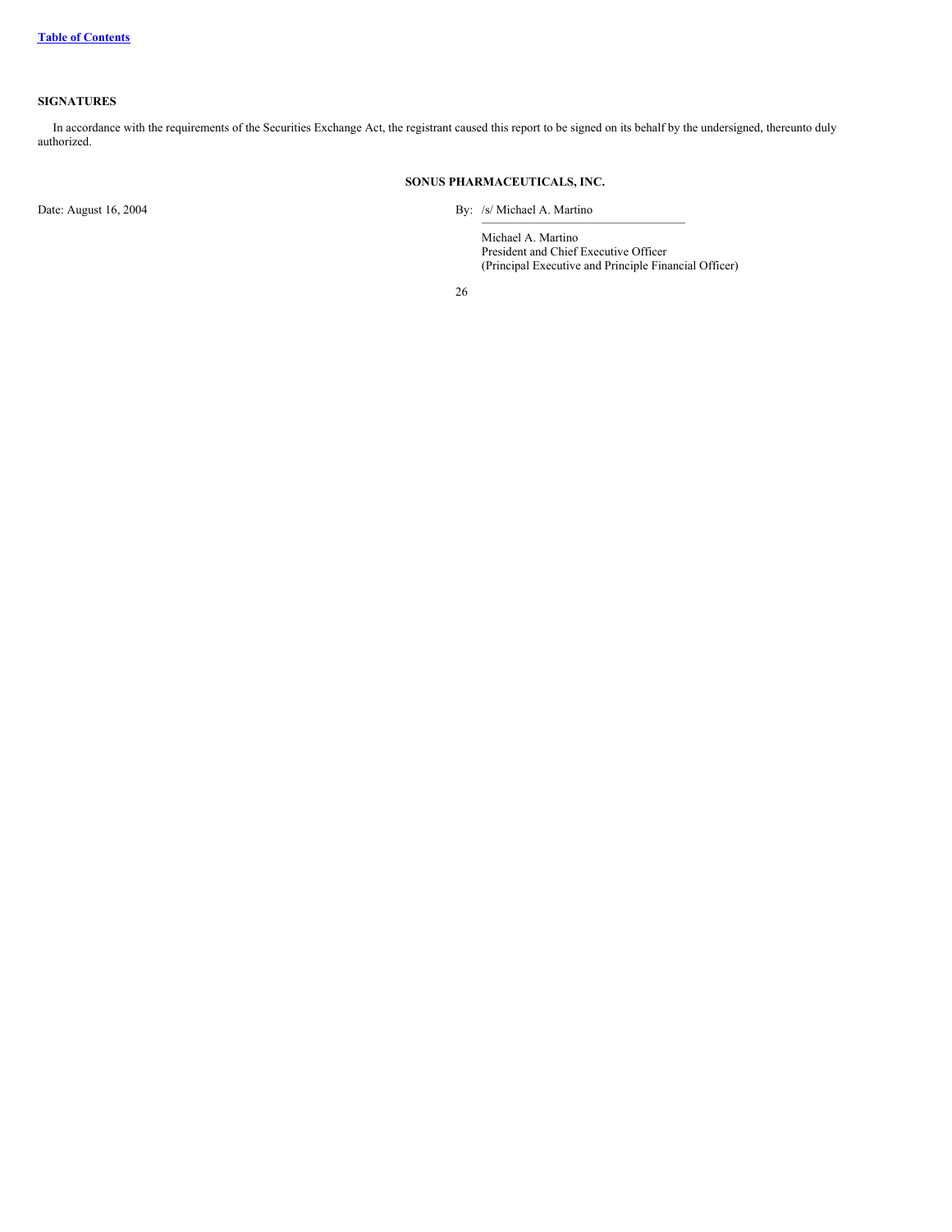**SIGNATURES**

In accordance with the requirements of the Securities Exchange Act, the registrant caused this report to be signed on its behalf by the undersigned, thereunto duly authorized.

**SONUS PHARMACEUTICALS, INC.**

Date: August 16, 2004

By: /s/ Michael A. Martino

Michael A. Martino
President and Chief Executive Officer
(Principal Executive and Principle Financial Officer)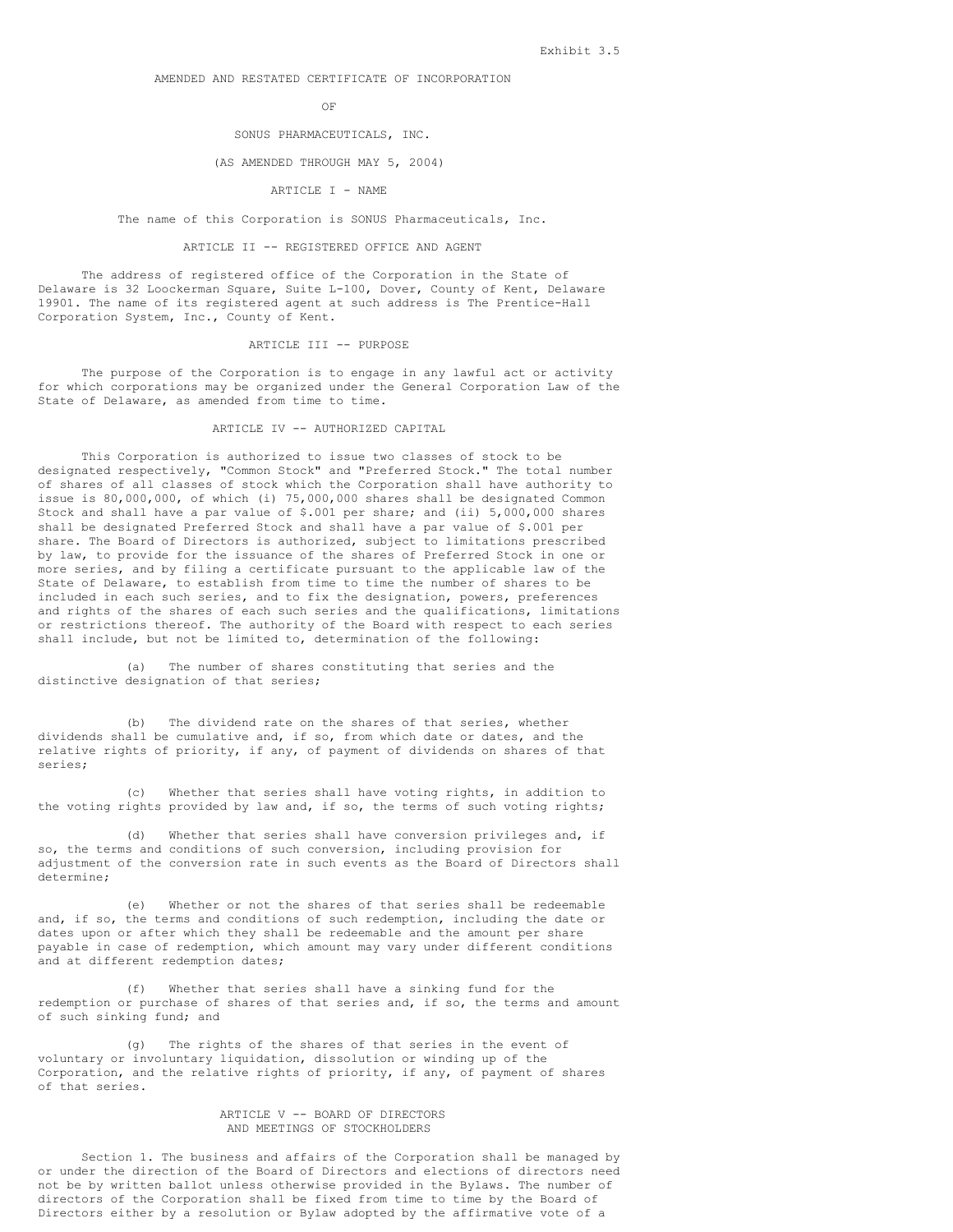Exhibit 3.5

# AMENDED AND RESTATED CERTIFICATE OF INCORPORATION

# OF

# SONUS PHARMACEUTICALS, INC.

(AS AMENDED THROUGH MAY 5, 2004)

## ARTICLE I - NAME

The name of this Corporation is SONUS Pharmaceuticals, Inc.

## ARTICLE II -- REGISTERED OFFICE AND AGENT

The address of registered office of the Corporation in the State of Delaware is 32 Loockerman Square, Suite L-100, Dover, County of Kent, Delaware 19901. The name of its registered agent at such address is The Prentice-Hall Corporation System, Inc., County of Kent.

## ARTICLE III -- PURPOSE

The purpose of the Corporation is to engage in any lawful act or activity for which corporations may be organized under the General Corporation Law of the State of Delaware, as amended from time to time.

## ARTICLE IV -- AUTHORIZED CAPITAL

This Corporation is authorized to issue two classes of stock to be designated respectively, "Common Stock" and "Preferred Stock." The total number of shares of all classes of stock which the Corporation shall have authority to issue is 80,000,000, of which (i) 75,000,000 shares shall be designated Common Stock and shall have a par value of $.001 per share; and (ii) 5,000,000 shares shall be designated Preferred Stock and shall have a par value of $.001 per share. The Board of Directors is authorized, subject to limitations prescribed by law, to provide for the issuance of the shares of Preferred Stock in one or more series, and by filing a certificate pursuant to the applicable law of the State of Delaware, to establish from time to time the number of shares to be included in each such series, and to fix the designation, powers, preferences and rights of the shares of each such series and the qualifications, limitations or restrictions thereof. The authority of the Board with respect to each series shall include, but not be limited to, determination of the following:

(a) The number of shares constituting that series and the distinctive designation of that series;

(b) The dividend rate on the shares of that series, whether dividends shall be cumulative and, if so, from which date or dates, and the relative rights of priority, if any, of payment of dividends on shares of that series;

(c) Whether that series shall have voting rights, in addition to the voting rights provided by law and, if so, the terms of such voting rights;

(d) Whether that series shall have conversion privileges and, if so, the terms and conditions of such conversion, including provision for adjustment of the conversion rate in such events as the Board of Directors shall determine;

(e) Whether or not the shares of that series shall be redeemable and, if so, the terms and conditions of such redemption, including the date or dates upon or after which they shall be redeemable and the amount per share payable in case of redemption, which amount may vary under different conditions and at different redemption dates;

(f) Whether that series shall have a sinking fund for the redemption or purchase of shares of that series and, if so, the terms and amount of such sinking fund; and

(g) The rights of the shares of that series in the event of voluntary or involuntary liquidation, dissolution or winding up of the Corporation, and the relative rights of priority, if any, of payment of shares of that series.

## ARTICLE V -- BOARD OF DIRECTORS AND MEETINGS OF STOCKHOLDERS

Section 1. The business and affairs of the Corporation shall be managed by or under the direction of the Board of Directors and elections of directors need not be by written ballot unless otherwise provided in the Bylaws. The number of directors of the Corporation shall be fixed from time to time by the Board of Directors either by a resolution or Bylaw adopted by the affirmative vote of a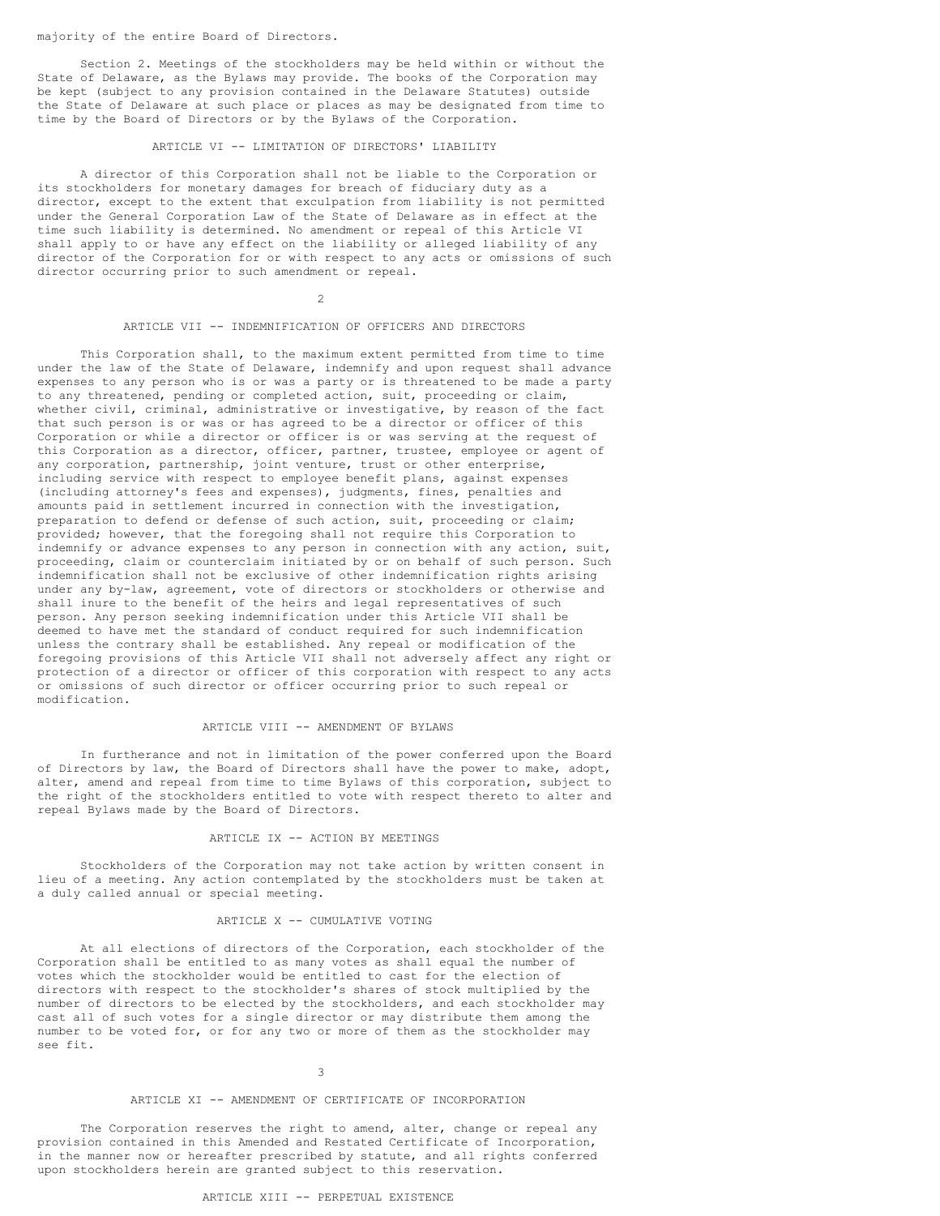majority of the entire Board of Directors.

Section 2. Meetings of the stockholders may be held within or without the State of Delaware, as the Bylaws may provide. The books of the Corporation may be kept (subject to any provision contained in the Delaware Statutes) outside the State of Delaware at such place or places as may be designated from time to time by the Board of Directors or by the Bylaws of the Corporation.

## ARTICLE VI -- LIMITATION OF DIRECTORS' LIABILITY

A director of this Corporation shall not be liable to the Corporation or its stockholders for monetary damages for breach of fiduciary duty as a director, except to the extent that exculpation from liability is not permitted under the General Corporation Law of the State of Delaware as in effect at the time such liability is determined. No amendment or repeal of this Article VI shall apply to or have any effect on the liability or alleged liability of any director of the Corporation for or with respect to any acts or omissions of such director occurring prior to such amendment or repeal.

## ARTICLE VII -- INDEMNIFICATION OF OFFICERS AND DIRECTORS

This Corporation shall, to the maximum extent permitted from time to time under the law of the State of Delaware, indemnify and upon request shall advance expenses to any person who is or was a party or is threatened to be made a party to any threatened, pending or completed action, suit, proceeding or claim, whether civil, criminal, administrative or investigative, by reason of the fact that such person is or was or has agreed to be a director or officer of this Corporation or while a director or officer is or was serving at the request of this Corporation as a director, officer, partner, trustee, employee or agent of any corporation, partnership, joint venture, trust or other enterprise, including service with respect to employee benefit plans, against expenses (including attorney's fees and expenses), judgments, fines, penalties and amounts paid in settlement incurred in connection with the investigation, preparation to defend or defense of such action, suit, proceeding or claim; provided; however, that the foregoing shall not require this Corporation to indemnify or advance expenses to any person in connection with any action, suit, proceeding, claim or counterclaim initiated by or on behalf of such person. Such indemnification shall not be exclusive of other indemnification rights arising under any by-law, agreement, vote of directors or stockholders or otherwise and shall inure to the benefit of the heirs and legal representatives of such person. Any person seeking indemnification under this Article VII shall be deemed to have met the standard of conduct required for such indemnification unless the contrary shall be established. Any repeal or modification of the foregoing provisions of this Article VII shall not adversely affect any right or protection of a director or officer of this corporation with respect to any acts or omissions of such director or officer occurring prior to such repeal or modification.

## ARTICLE VIII -- AMENDMENT OF BYLAWS

In furtherance and not in limitation of the power conferred upon the Board of Directors by law, the Board of Directors shall have the power to make, adopt, alter, amend and repeal from time to time Bylaws of this corporation, subject to the right of the stockholders entitled to vote with respect thereto to alter and repeal Bylaws made by the Board of Directors.

## ARTICLE IX -- ACTION BY MEETINGS

Stockholders of the Corporation may not take action by written consent in lieu of a meeting. Any action contemplated by the stockholders must be taken at a duly called annual or special meeting.

## ARTICLE X -- CUMULATIVE VOTING

At all elections of directors of the Corporation, each stockholder of the Corporation shall be entitled to as many votes as shall equal the number of votes which the stockholder would be entitled to cast for the election of directors with respect to the stockholder's shares of stock multiplied by the number of directors to be elected by the stockholders, and each stockholder may cast all of such votes for a single director or may distribute them among the number to be voted for, or for any two or more of them as the stockholder may see fit.

## ARTICLE XI -- AMENDMENT OF CERTIFICATE OF INCORPORATION

The Corporation reserves the right to amend, alter, change or repeal any provision contained in this Amended and Restated Certificate of Incorporation, in the manner now or hereafter prescribed by statute, and all rights conferred upon stockholders herein are granted subject to this reservation.

## ARTICLE XIII -- PERPETUAL EXISTENCE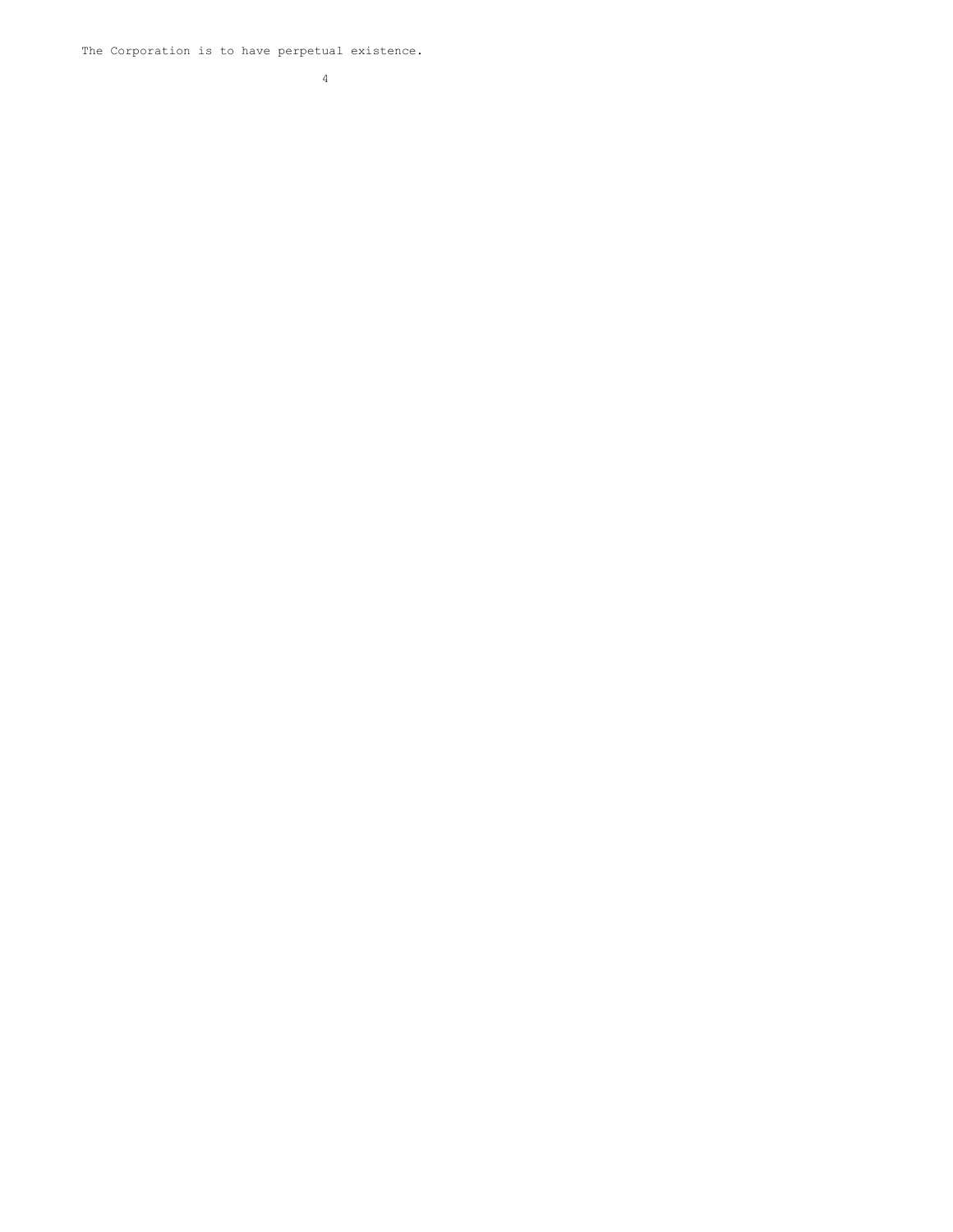The Corporation is to have perpetual existence.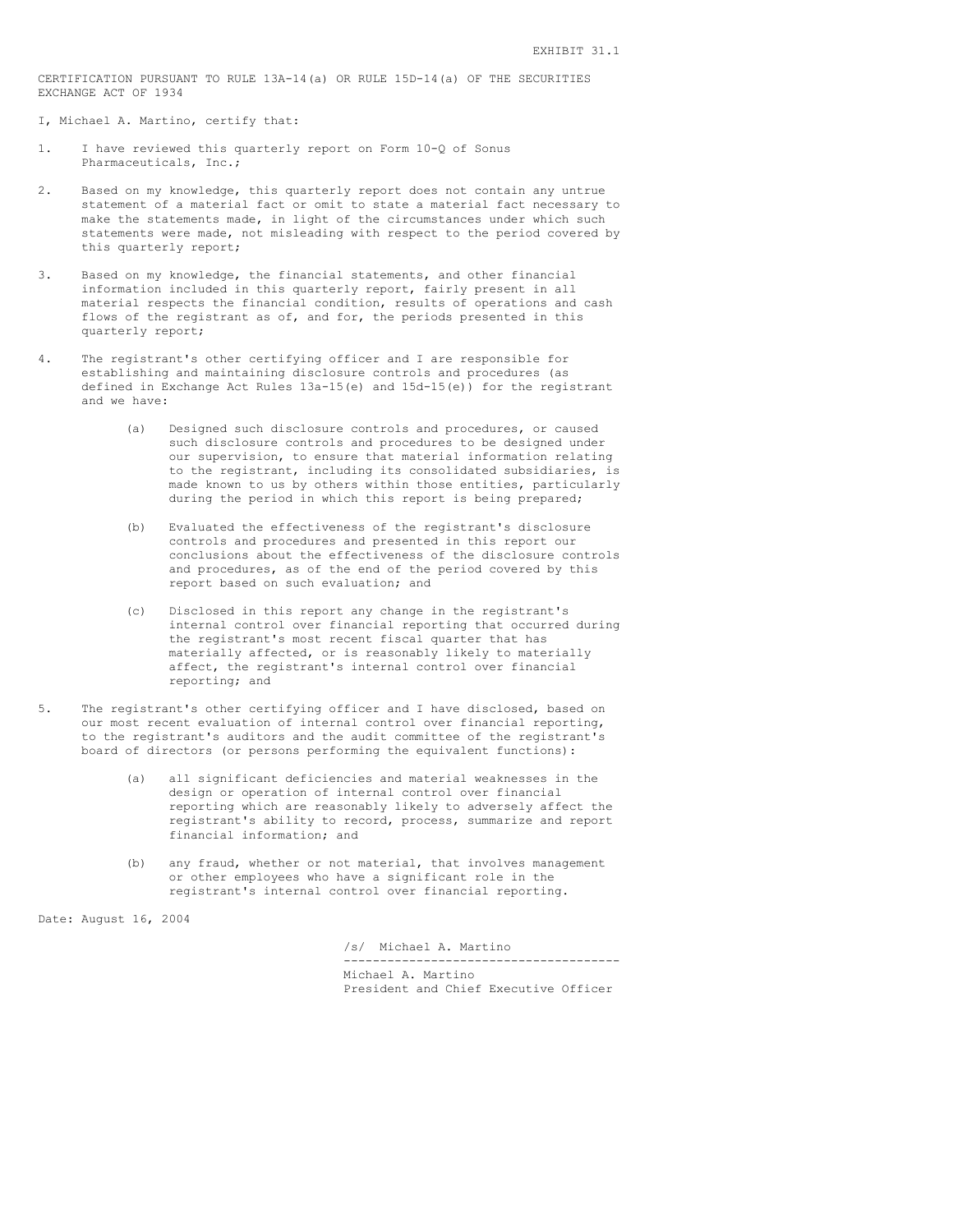EXHIBIT 31.1

CERTIFICATION PURSUANT TO RULE 13A-14(a) OR RULE 15D-14(a) OF THE SECURITIES EXCHANGE ACT OF 1934

I, Michael A. Martino, certify that:

1. I have reviewed this quarterly report on Form 10-Q of Sonus Pharmaceuticals, Inc.;

2. Based on my knowledge, this quarterly report does not contain any untrue statement of a material fact or omit to state a material fact necessary to make the statements made, in light of the circumstances under which such statements were made, not misleading with respect to the period covered by this quarterly report;

3. Based on my knowledge, the financial statements, and other financial information included in this quarterly report, fairly present in all material respects the financial condition, results of operations and cash flows of the registrant as of, and for, the periods presented in this quarterly report;

4. The registrant's other certifying officer and I are responsible for establishing and maintaining disclosure controls and procedures (as defined in Exchange Act Rules 13a-15(e) and 15d-15(e)) for the registrant and we have:

   (a) Designed such disclosure controls and procedures, or caused such disclosure controls and procedures to be designed under our supervision, to ensure that material information relating to the registrant, including its consolidated subsidiaries, is made known to us by others within those entities, particularly during the period in which this report is being prepared;

   (b) Evaluated the effectiveness of the registrant's disclosure controls and procedures and presented in this report our conclusions about the effectiveness of the disclosure controls and procedures, as of the end of the period covered by this report based on such evaluation; and

   (c) Disclosed in this report any change in the registrant's internal control over financial reporting that occurred during the registrant's most recent fiscal quarter that has materially affected, or is reasonably likely to materially affect, the registrant's internal control over financial reporting; and

5. The registrant's other certifying officer and I have disclosed, based on our most recent evaluation of internal control over financial reporting, to the registrant's auditors and the audit committee of the registrant's board of directors (or persons performing the equivalent functions):

   (a) all significant deficiencies and material weaknesses in the design or operation of internal control over financial reporting which are reasonably likely to adversely affect the registrant's ability to record, process, summarize and report financial information; and

   (b) any fraud, whether or not material, that involves management or other employees who have a significant role in the registrant's internal control over financial reporting.

Date: August 16, 2004

/s/ Michael A. Martino

---

Michael A. Martino
President and Chief Executive Officer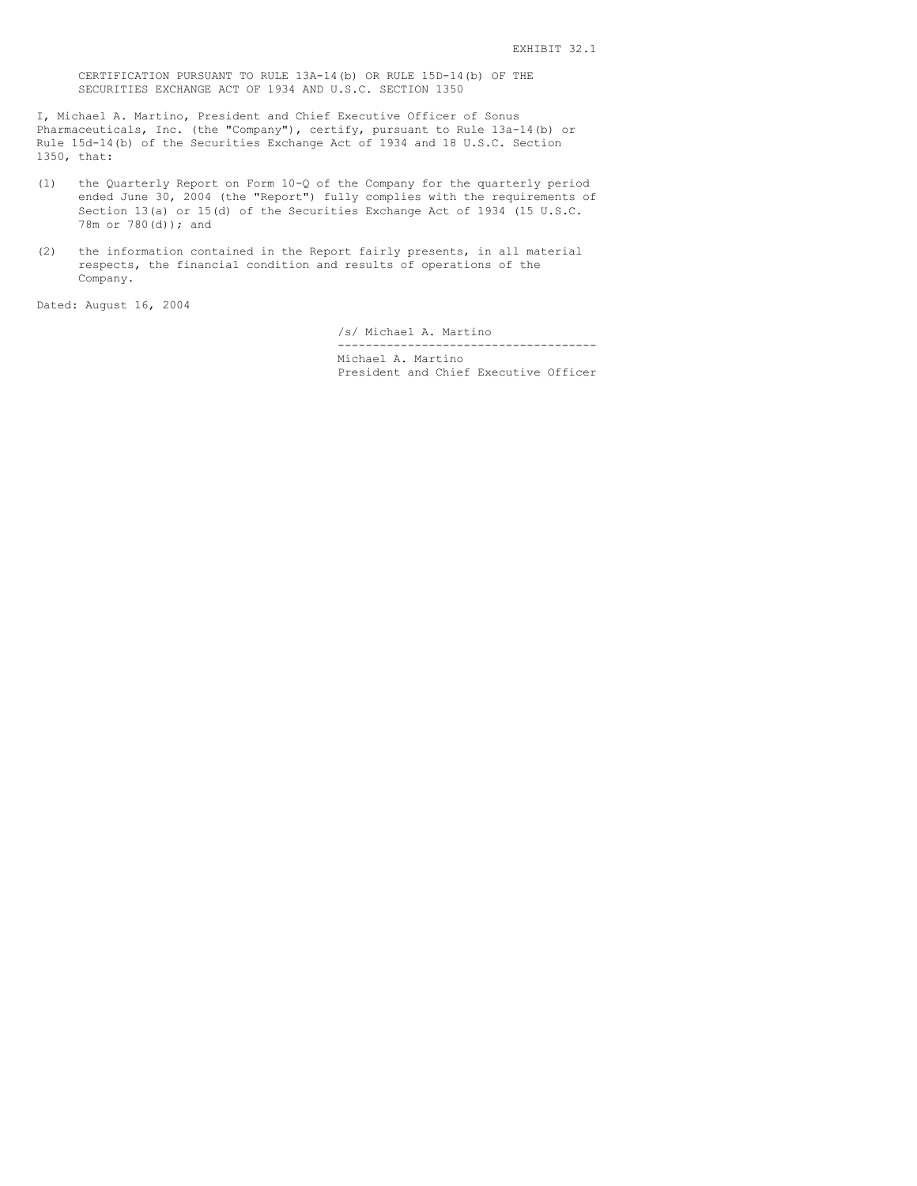EXHIBIT 32.1

CERTIFICATION PURSUANT TO RULE 13A-14(b) OR RULE 15D-14(b) OF THE SECURITIES EXCHANGE ACT OF 1934 AND U.S.C. SECTION 1350

I, Michael A. Martino, President and Chief Executive Officer of Sonus Pharmaceuticals, Inc. (the "Company"), certify, pursuant to Rule 13a-14(b) or Rule 15d-14(b) of the Securities Exchange Act of 1934 and 18 U.S.C. Section 1350, that:

(1) the Quarterly Report on Form 10-Q of the Company for the quarterly period ended June 30, 2004 (the "Report") fully complies with the requirements of Section 13(a) or 15(d) of the Securities Exchange Act of 1934 (15 U.S.C. 78m or 780(d)); and

(2) the information contained in the Report fairly presents, in all material respects, the financial condition and results of operations of the Company.

Dated: August 16, 2004

/s/ Michael A. Martino

Michael A. Martino
President and Chief Executive Officer